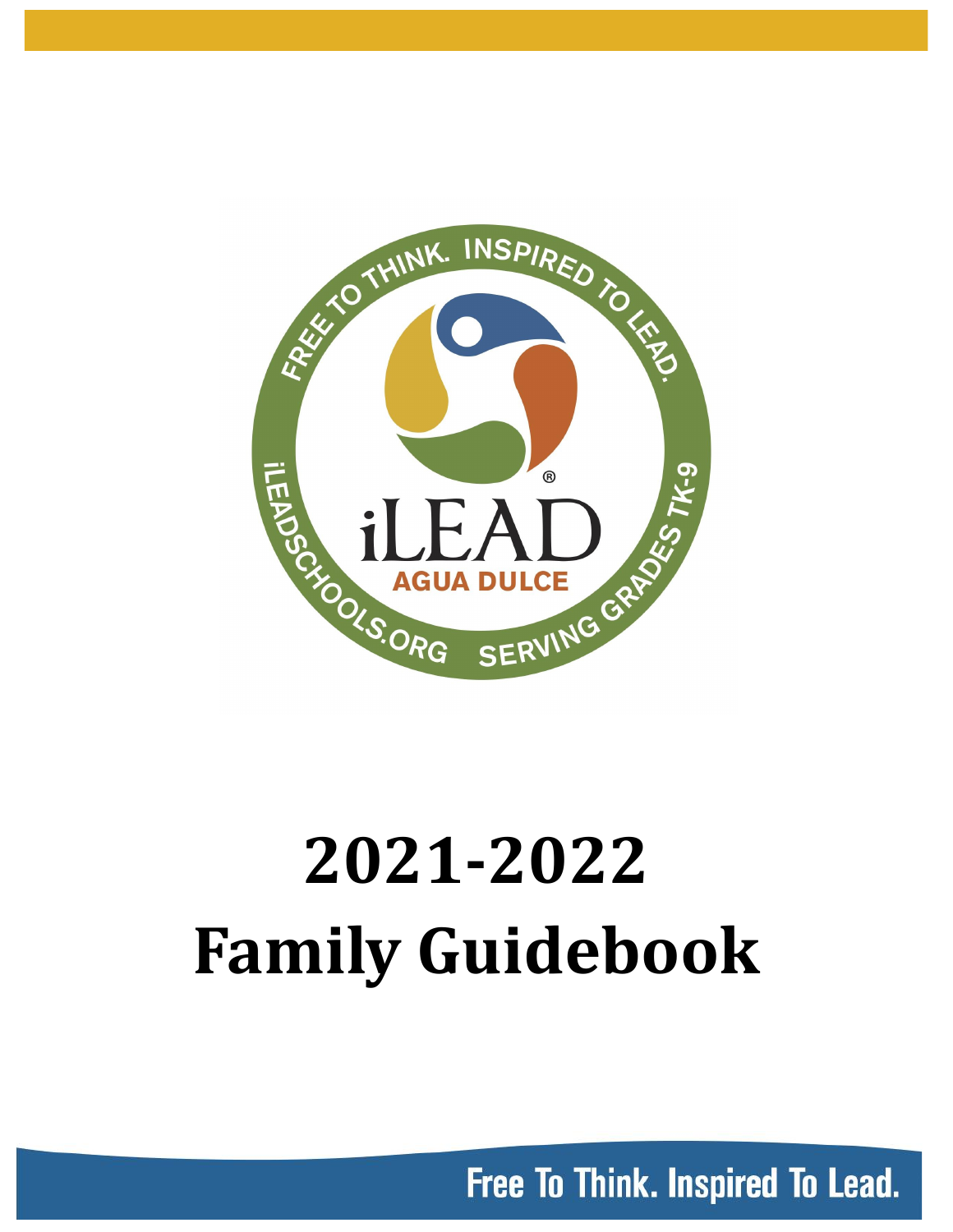FREE TO THINK. INSPIRED TO LEAD.

iLEAD

AGUA DULCE

iLEADSCHOOLS.ORG SERVING GRADES TK-9

# 2021-2022 Family Guidebook

Free To Think. Inspired To Lead.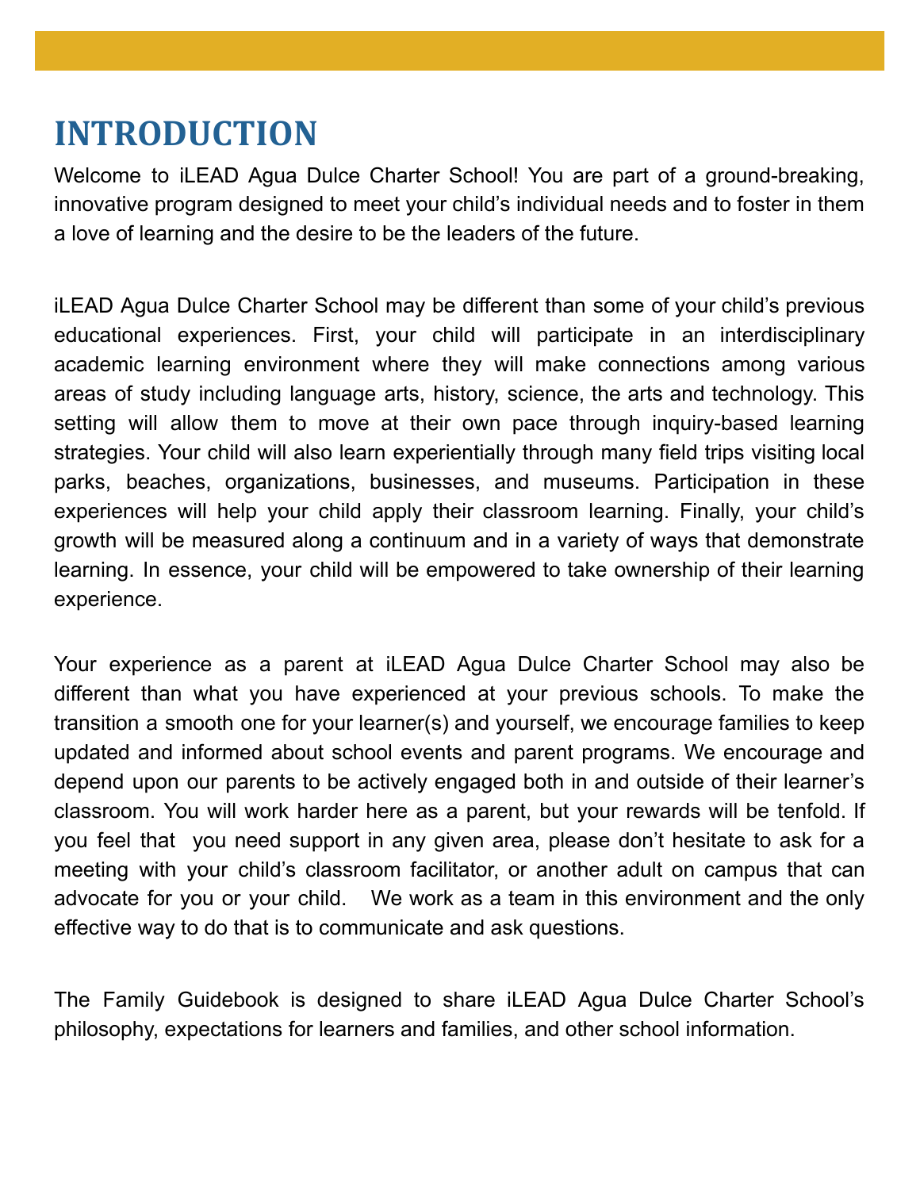# INTRODUCTION

Welcome to iLEAD Agua Dulce Charter School! You are part of a ground-breaking, innovative program designed to meet your child's individual needs and to foster in them a love of learning and the desire to be the leaders of the future.

iLEAD Agua Dulce Charter School may be different than some of your child's previous educational experiences. First, your child will participate in an interdisciplinary academic learning environment where they will make connections among various areas of study including language arts, history, science, the arts and technology. This setting will allow them to move at their own pace through inquiry-based learning strategies. Your child will also learn experientially through many field trips visiting local parks, beaches, organizations, businesses, and museums. Participation in these experiences will help your child apply their classroom learning. Finally, your child's growth will be measured along a continuum and in a variety of ways that demonstrate learning. In essence, your child will be empowered to take ownership of their learning experience.

Your experience as a parent at iLEAD Agua Dulce Charter School may also be different than what you have experienced at your previous schools. To make the transition a smooth one for your learner(s) and yourself, we encourage families to keep updated and informed about school events and parent programs. We encourage and depend upon our parents to be actively engaged both in and outside of their learner's classroom. You will work harder here as a parent, but your rewards will be tenfold. If you feel that you need support in any given area, please don't hesitate to ask for a meeting with your child's classroom facilitator, or another adult on campus that can advocate for you or your child. We work as a team in this environment and the only effective way to do that is to communicate and ask questions.

The Family Guidebook is designed to share iLEAD Agua Dulce Charter School's philosophy, expectations for learners and families, and other school information.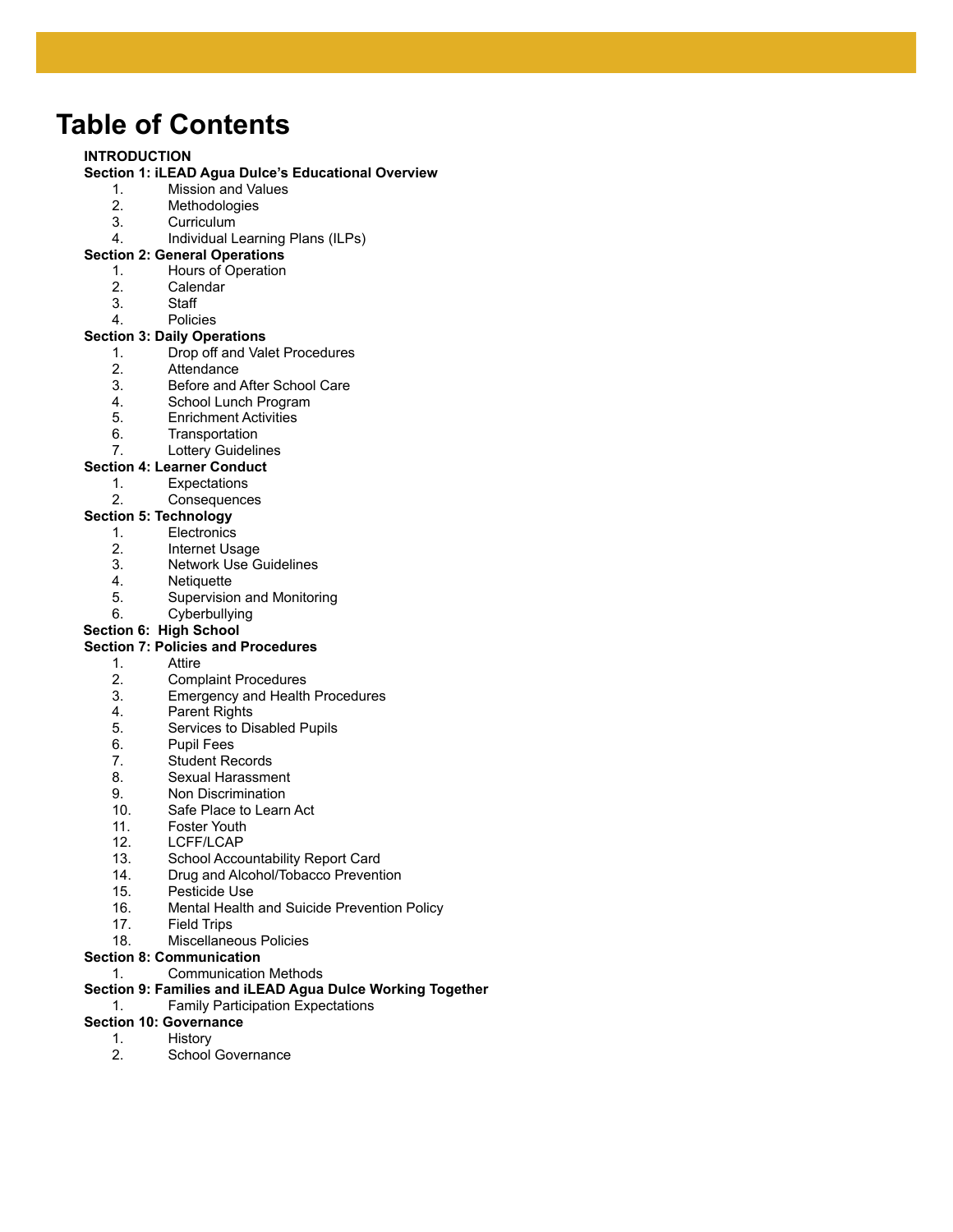# Table of Contents

**INTRODUCTION**

**Section 1: iLEAD Agua Dulce's Educational Overview**

1. Mission and Values
2. Methodologies
3. Curriculum
4. Individual Learning Plans (ILPs)

**Section 2: General Operations**

1. Hours of Operation
2. Calendar
3. Staff
4. Policies

**Section 3: Daily Operations**

1. Drop off and Valet Procedures
2. Attendance
3. Before and After School Care
4. School Lunch Program
5. Enrichment Activities
6. Transportation
7. Lottery Guidelines

**Section 4: Learner Conduct**

1. Expectations
2. Consequences

**Section 5: Technology**

1. Electronics
2. Internet Usage
3. Network Use Guidelines
4. Netiquette
5. Supervision and Monitoring
6. Cyberbullying

**Section 6: High School**

**Section 7: Policies and Procedures**

1. Attire
2. Complaint Procedures
3. Emergency and Health Procedures
4. Parent Rights
5. Services to Disabled Pupils
6. Pupil Fees
7. Student Records
8. Sexual Harassment
9. Non Discrimination
10. Safe Place to Learn Act
11. Foster Youth
12. LCFF/LCAP
13. School Accountability Report Card
14. Drug and Alcohol/Tobacco Prevention
15. Pesticide Use
16. Mental Health and Suicide Prevention Policy
17. Field Trips
18. Miscellaneous Policies

**Section 8: Communication**

1. Communication Methods

**Section 9: Families and iLEAD Agua Dulce Working Together**

1. Family Participation Expectations

**Section 10: Governance**

1. History
2. School Governance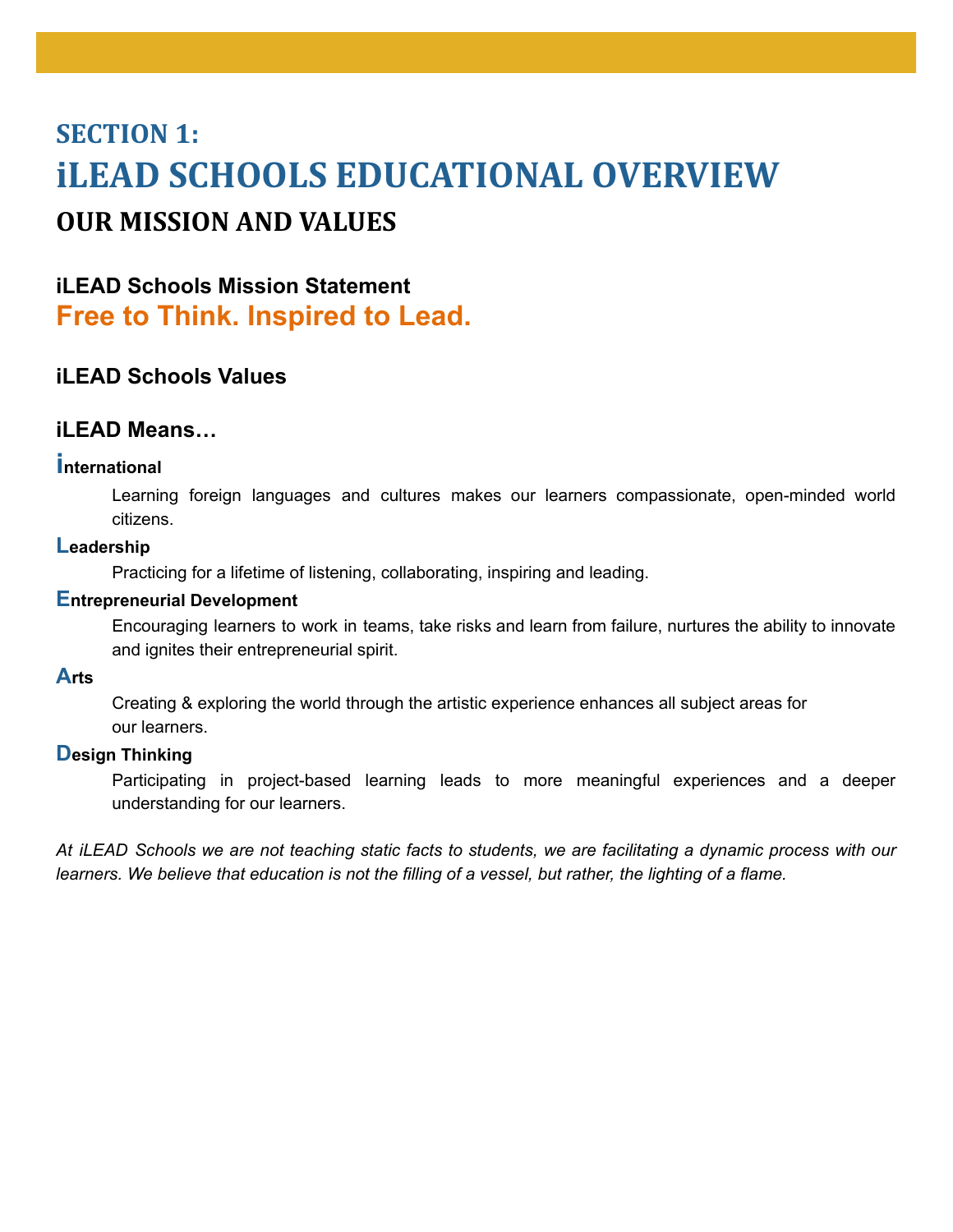# SECTION 1:

# iLEAD SCHOOLS EDUCATIONAL OVERVIEW

## OUR MISSION AND VALUES

### iLEAD Schools Mission Statement

**Free to Think. Inspired to Lead.**

### iLEAD Schools Values

### iLEAD Means…

**International**

Learning foreign languages and cultures makes our learners compassionate, open-minded world citizens.

**Leadership**

Practicing for a lifetime of listening, collaborating, inspiring and leading.

**Entrepreneurial Development**

Encouraging learners to work in teams, take risks and learn from failure, nurtures the ability to innovate and ignites their entrepreneurial spirit.

**Arts**

Creating & exploring the world through the artistic experience enhances all subject areas for our learners.

**Design Thinking**

Participating in project-based learning leads to more meaningful experiences and a deeper understanding for our learners.

*At iLEAD Schools we are not teaching static facts to students, we are facilitating a dynamic process with our learners. We believe that education is not the filling of a vessel, but rather, the lighting of a flame.*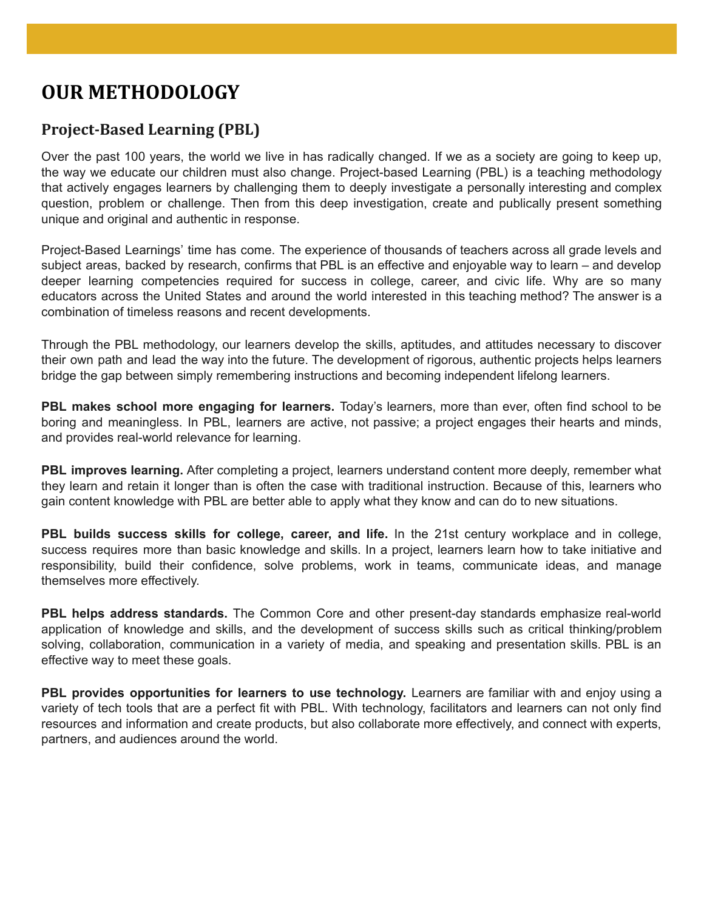# OUR METHODOLOGY

## Project-Based Learning (PBL)

Over the past 100 years, the world we live in has radically changed. If we as a society are going to keep up, the way we educate our children must also change. Project-based Learning (PBL) is a teaching methodology that actively engages learners by challenging them to deeply investigate a personally interesting and complex question, problem or challenge. Then from this deep investigation, create and publically present something unique and original and authentic in response.

Project-Based Learnings' time has come. The experience of thousands of teachers across all grade levels and subject areas, backed by research, confirms that PBL is an effective and enjoyable way to learn – and develop deeper learning competencies required for success in college, career, and civic life. Why are so many educators across the United States and around the world interested in this teaching method? The answer is a combination of timeless reasons and recent developments.

Through the PBL methodology, our learners develop the skills, aptitudes, and attitudes necessary to discover their own path and lead the way into the future. The development of rigorous, authentic projects helps learners bridge the gap between simply remembering instructions and becoming independent lifelong learners.

**PBL makes school more engaging for learners.** Today's learners, more than ever, often find school to be boring and meaningless. In PBL, learners are active, not passive; a project engages their hearts and minds, and provides real-world relevance for learning.

**PBL improves learning.** After completing a project, learners understand content more deeply, remember what they learn and retain it longer than is often the case with traditional instruction. Because of this, learners who gain content knowledge with PBL are better able to apply what they know and can do to new situations.

**PBL builds success skills for college, career, and life.** In the 21st century workplace and in college, success requires more than basic knowledge and skills. In a project, learners learn how to take initiative and responsibility, build their confidence, solve problems, work in teams, communicate ideas, and manage themselves more effectively.

**PBL helps address standards.** The Common Core and other present-day standards emphasize real-world application of knowledge and skills, and the development of success skills such as critical thinking/problem solving, collaboration, communication in a variety of media, and speaking and presentation skills. PBL is an effective way to meet these goals.

**PBL provides opportunities for learners to use technology.** Learners are familiar with and enjoy using a variety of tech tools that are a perfect fit with PBL. With technology, facilitators and learners can not only find resources and information and create products, but also collaborate more effectively, and connect with experts, partners, and audiences around the world.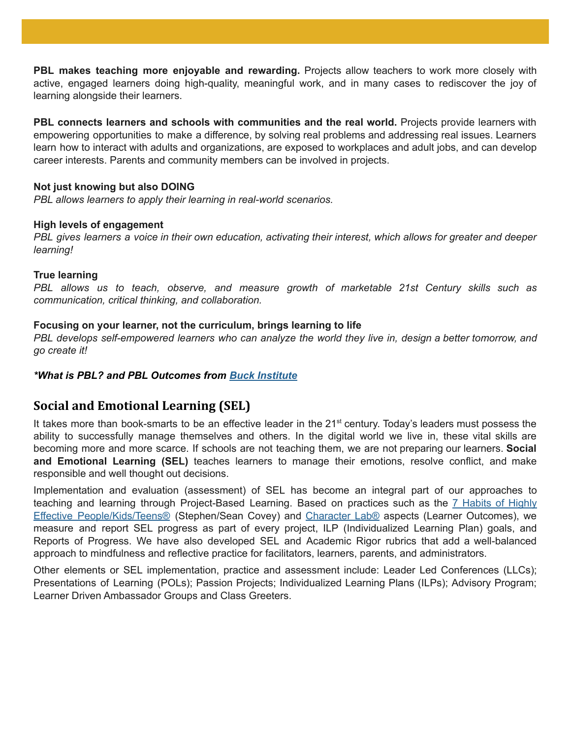**PBL makes teaching more enjoyable and rewarding.** Projects allow teachers to work more closely with active, engaged learners doing high-quality, meaningful work, and in many cases to rediscover the joy of learning alongside their learners.

**PBL connects learners and schools with communities and the real world.** Projects provide learners with empowering opportunities to make a difference, by solving real problems and addressing real issues. Learners learn how to interact with adults and organizations, are exposed to workplaces and adult jobs, and can develop career interests. Parents and community members can be involved in projects.

**Not just knowing but also DOING**
*PBL allows learners to apply their learning in real-world scenarios.*

**High levels of engagement**
*PBL gives learners a voice in their own education, activating their interest, which allows for greater and deeper learning!*

**True learning**
*PBL allows us to teach, observe, and measure growth of marketable 21st Century skills such as communication, critical thinking, and collaboration.*

**Focusing on your learner, not the curriculum, brings learning to life**
*PBL develops self-empowered learners who can analyze the world they live in, design a better tomorrow, and go create it!*

***What is PBL? and PBL Outcomes from Buck Institute***

## Social and Emotional Learning (SEL)

It takes more than book-smarts to be an effective leader in the 21st century. Today's leaders must possess the ability to successfully manage themselves and others. In the digital world we live in, these vital skills are becoming more and more scarce. If schools are not teaching them, we are not preparing our learners. **Social and Emotional Learning (SEL)** teaches learners to manage their emotions, resolve conflict, and make responsible and well thought out decisions.

Implementation and evaluation (assessment) of SEL has become an integral part of our approaches to teaching and learning through Project-Based Learning. Based on practices such as the 7 Habits of Highly Effective People/Kids/Teens® (Stephen/Sean Covey) and Character Lab® aspects (Learner Outcomes), we measure and report SEL progress as part of every project, ILP (Individualized Learning Plan) goals, and Reports of Progress. We have also developed SEL and Academic Rigor rubrics that add a well-balanced approach to mindfulness and reflective practice for facilitators, learners, parents, and administrators.

Other elements or SEL implementation, practice and assessment include: Leader Led Conferences (LLCs); Presentations of Learning (POLs); Passion Projects; Individualized Learning Plans (ILPs); Advisory Program; Learner Driven Ambassador Groups and Class Greeters.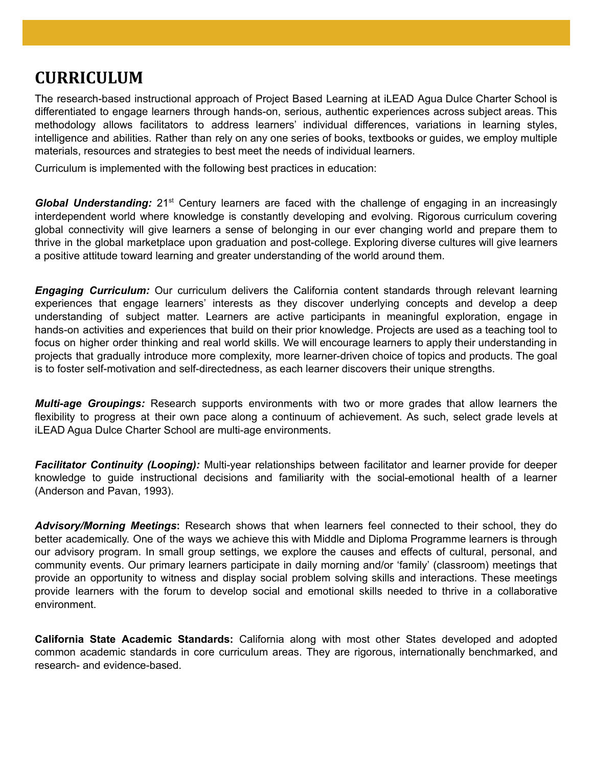# CURRICULUM

The research-based instructional approach of Project Based Learning at iLEAD Agua Dulce Charter School is differentiated to engage learners through hands-on, serious, authentic experiences across subject areas. This methodology allows facilitators to address learners' individual differences, variations in learning styles, intelligence and abilities. Rather than rely on any one series of books, textbooks or guides, we employ multiple materials, resources and strategies to best meet the needs of individual learners.

Curriculum is implemented with the following best practices in education:

***Global Understanding:*** 21st Century learners are faced with the challenge of engaging in an increasingly interdependent world where knowledge is constantly developing and evolving. Rigorous curriculum covering global connectivity will give learners a sense of belonging in our ever changing world and prepare them to thrive in the global marketplace upon graduation and post-college. Exploring diverse cultures will give learners a positive attitude toward learning and greater understanding of the world around them.

***Engaging Curriculum:*** Our curriculum delivers the California content standards through relevant learning experiences that engage learners' interests as they discover underlying concepts and develop a deep understanding of subject matter. Learners are active participants in meaningful exploration, engage in hands-on activities and experiences that build on their prior knowledge. Projects are used as a teaching tool to focus on higher order thinking and real world skills. We will encourage learners to apply their understanding in projects that gradually introduce more complexity, more learner-driven choice of topics and products. The goal is to foster self-motivation and self-directedness, as each learner discovers their unique strengths.

***Multi-age Groupings:*** Research supports environments with two or more grades that allow learners the flexibility to progress at their own pace along a continuum of achievement. As such, select grade levels at iLEAD Agua Dulce Charter School are multi-age environments.

***Facilitator Continuity (Looping):*** Multi-year relationships between facilitator and learner provide for deeper knowledge to guide instructional decisions and familiarity with the social-emotional health of a learner (Anderson and Pavan, 1993).

***Advisory/Morning Meetings*****:** Research shows that when learners feel connected to their school, they do better academically. One of the ways we achieve this with Middle and Diploma Programme learners is through our advisory program. In small group settings, we explore the causes and effects of cultural, personal, and community events. Our primary learners participate in daily morning and/or 'family' (classroom) meetings that provide an opportunity to witness and display social problem solving skills and interactions. These meetings provide learners with the forum to develop social and emotional skills needed to thrive in a collaborative environment.

**California State Academic Standards:** California along with most other States developed and adopted common academic standards in core curriculum areas. They are rigorous, internationally benchmarked, and research- and evidence-based.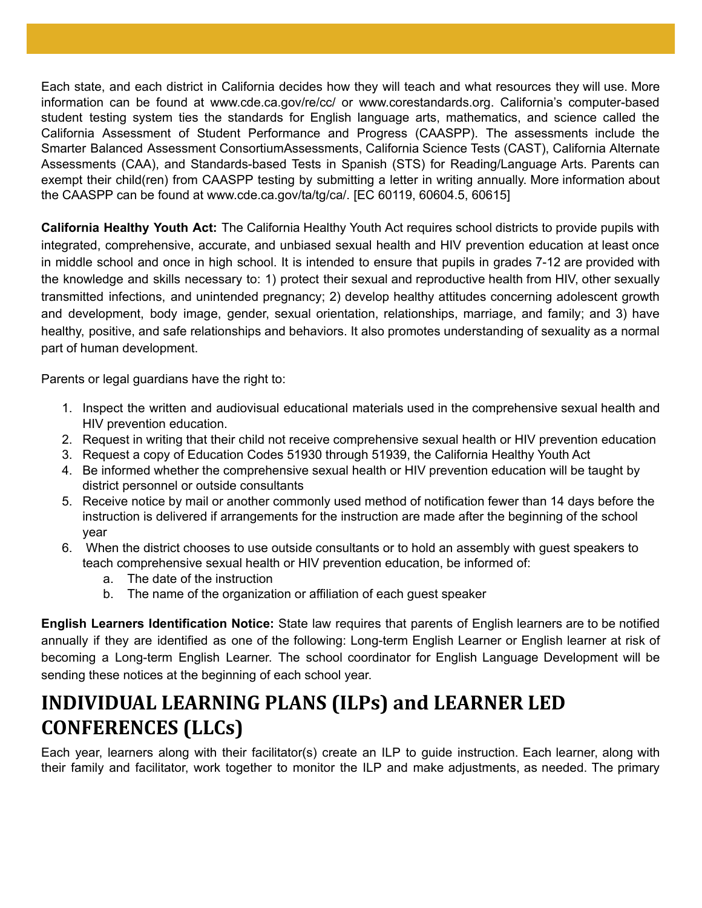Each state, and each district in California decides how they will teach and what resources they will use. More information can be found at www.cde.ca.gov/re/cc/ or www.corestandards.org. California's computer-based student testing system ties the standards for English language arts, mathematics, and science called the California Assessment of Student Performance and Progress (CAASPP). The assessments include the Smarter Balanced Assessment ConsortiumAssessments, California Science Tests (CAST), California Alternate Assessments (CAA), and Standards-based Tests in Spanish (STS) for Reading/Language Arts. Parents can exempt their child(ren) from CAASPP testing by submitting a letter in writing annually. More information about the CAASPP can be found at www.cde.ca.gov/ta/tg/ca/. [EC 60119, 60604.5, 60615]

**California Healthy Youth Act:** The California Healthy Youth Act requires school districts to provide pupils with integrated, comprehensive, accurate, and unbiased sexual health and HIV prevention education at least once in middle school and once in high school. It is intended to ensure that pupils in grades 7-12 are provided with the knowledge and skills necessary to: 1) protect their sexual and reproductive health from HIV, other sexually transmitted infections, and unintended pregnancy; 2) develop healthy attitudes concerning adolescent growth and development, body image, gender, sexual orientation, relationships, marriage, and family; and 3) have healthy, positive, and safe relationships and behaviors. It also promotes understanding of sexuality as a normal part of human development.

Parents or legal guardians have the right to:

1. Inspect the written and audiovisual educational materials used in the comprehensive sexual health and HIV prevention education.
2. Request in writing that their child not receive comprehensive sexual health or HIV prevention education
3. Request a copy of Education Codes 51930 through 51939, the California Healthy Youth Act
4. Be informed whether the comprehensive sexual health or HIV prevention education will be taught by district personnel or outside consultants
5. Receive notice by mail or another commonly used method of notification fewer than 14 days before the instruction is delivered if arrangements for the instruction are made after the beginning of the school year
6. When the district chooses to use outside consultants or to hold an assembly with guest speakers to teach comprehensive sexual health or HIV prevention education, be informed of:
    a. The date of the instruction
    b. The name of the organization or affiliation of each guest speaker

**English Learners Identification Notice:** State law requires that parents of English learners are to be notified annually if they are identified as one of the following: Long-term English Learner or English learner at risk of becoming a Long-term English Learner. The school coordinator for English Language Development will be sending these notices at the beginning of each school year.

## INDIVIDUAL LEARNING PLANS (ILPs) and LEARNER LED CONFERENCES (LLCs)

Each year, learners along with their facilitator(s) create an ILP to guide instruction. Each learner, along with their family and facilitator, work together to monitor the ILP and make adjustments, as needed. The primary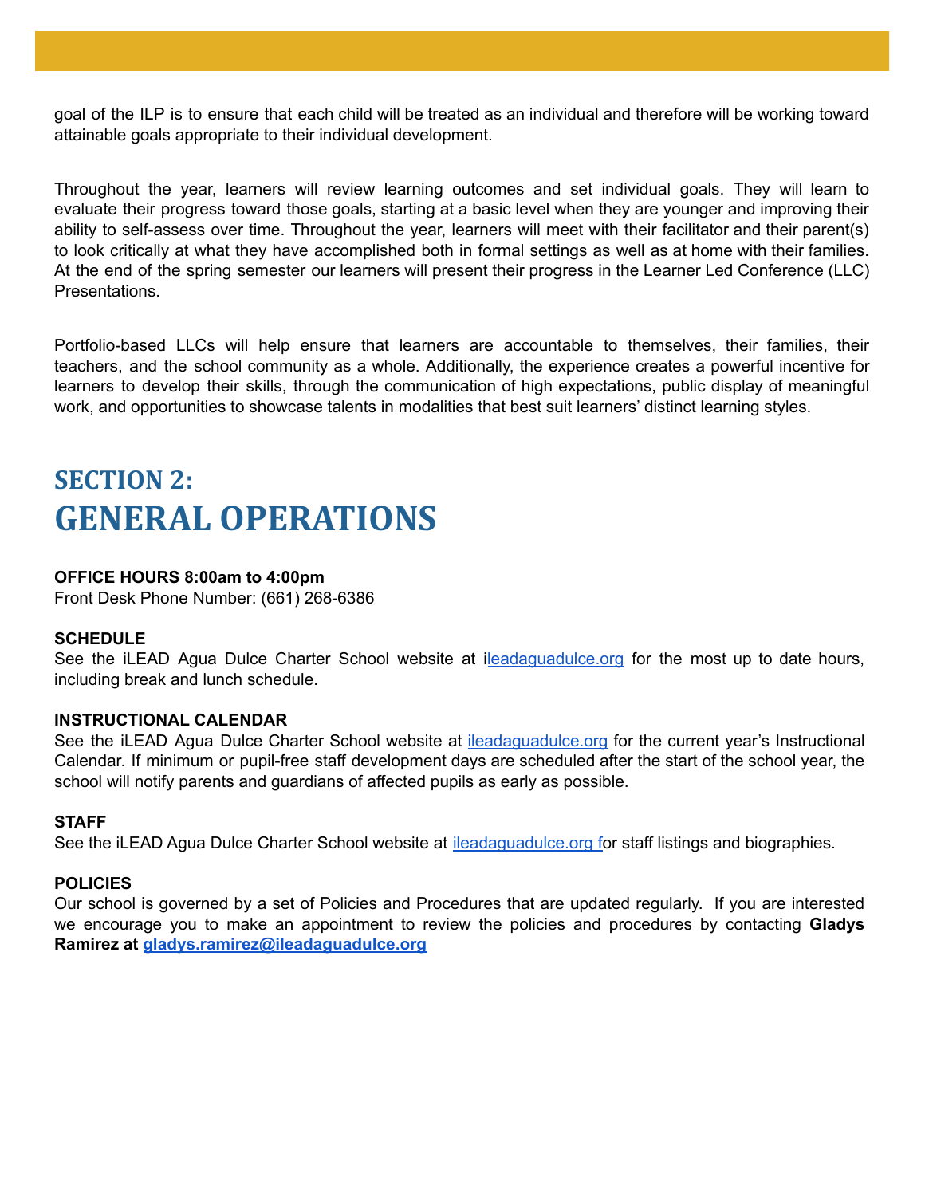goal of the ILP is to ensure that each child will be treated as an individual and therefore will be working toward attainable goals appropriate to their individual development.

Throughout the year, learners will review learning outcomes and set individual goals. They will learn to evaluate their progress toward those goals, starting at a basic level when they are younger and improving their ability to self-assess over time. Throughout the year, learners will meet with their facilitator and their parent(s) to look critically at what they have accomplished both in formal settings as well as at home with their families. At the end of the spring semester our learners will present their progress in the Learner Led Conference (LLC) Presentations.

Portfolio-based LLCs will help ensure that learners are accountable to themselves, their families, their teachers, and the school community as a whole. Additionally, the experience creates a powerful incentive for learners to develop their skills, through the communication of high expectations, public display of meaningful work, and opportunities to showcase talents in modalities that best suit learners' distinct learning styles.

# SECTION 2: GENERAL OPERATIONS

**OFFICE HOURS 8:00am to 4:00pm**

Front Desk Phone Number: (661) 268-6386

**SCHEDULE**

See the iLEAD Agua Dulce Charter School website at ileadaguadulce.org for the most up to date hours, including break and lunch schedule.

**INSTRUCTIONAL CALENDAR**

See the iLEAD Agua Dulce Charter School website at ileadaguadulce.org for the current year's Instructional Calendar. If minimum or pupil-free staff development days are scheduled after the start of the school year, the school will notify parents and guardians of affected pupils as early as possible.

**STAFF**

See the iLEAD Agua Dulce Charter School website at ileadaguadulce.org for staff listings and biographies.

**POLICIES**

Our school is governed by a set of Policies and Procedures that are updated regularly. If you are interested we encourage you to make an appointment to review the policies and procedures by contacting **Gladys Ramirez at gladys.ramirez@ileadaguadulce.org**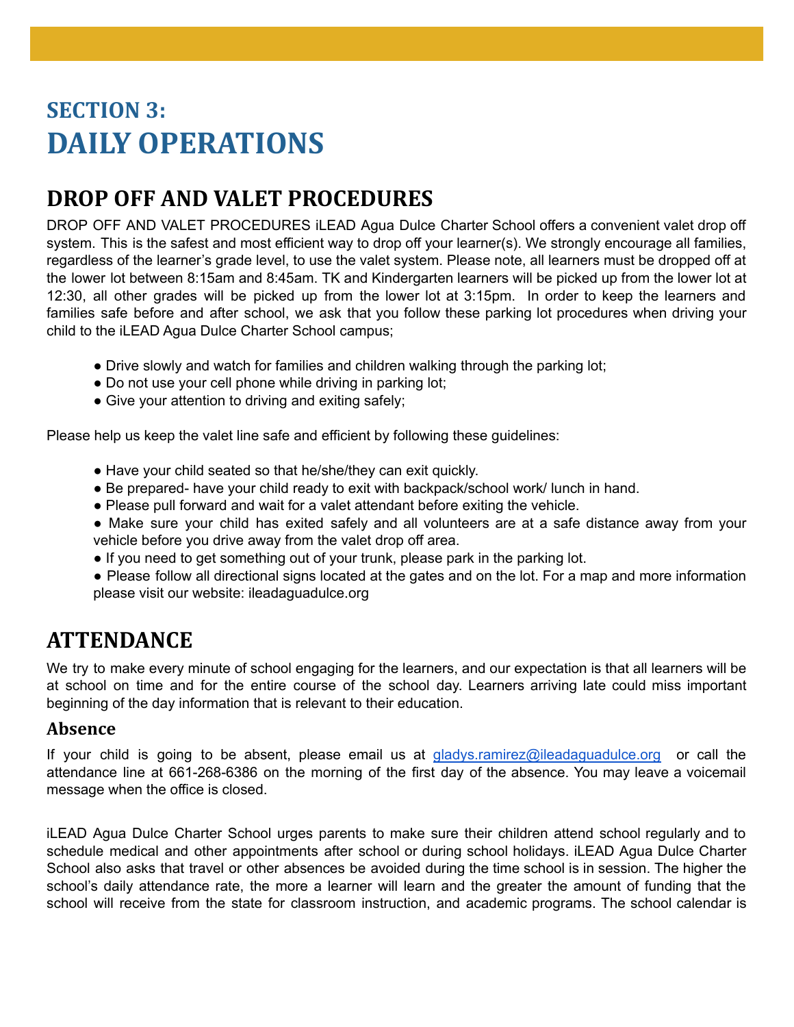# SECTION 3:
# DAILY OPERATIONS

## DROP OFF AND VALET PROCEDURES

DROP OFF AND VALET PROCEDURES iLEAD Agua Dulce Charter School offers a convenient valet drop off system. This is the safest and most efficient way to drop off your learner(s). We strongly encourage all families, regardless of the learner's grade level, to use the valet system. Please note, all learners must be dropped off at the lower lot between 8:15am and 8:45am. TK and Kindergarten learners will be picked up from the lower lot at 12:30, all other grades will be picked up from the lower lot at 3:15pm. In order to keep the learners and families safe before and after school, we ask that you follow these parking lot procedures when driving your child to the iLEAD Agua Dulce Charter School campus;

- Drive slowly and watch for families and children walking through the parking lot;
- Do not use your cell phone while driving in parking lot;
- Give your attention to driving and exiting safely;

Please help us keep the valet line safe and efficient by following these guidelines:

- Have your child seated so that he/she/they can exit quickly.
- Be prepared- have your child ready to exit with backpack/school work/ lunch in hand.
- Please pull forward and wait for a valet attendant before exiting the vehicle.
- Make sure your child has exited safely and all volunteers are at a safe distance away from your vehicle before you drive away from the valet drop off area.
- If you need to get something out of your trunk, please park in the parking lot.
- Please follow all directional signs located at the gates and on the lot. For a map and more information please visit our website: ileadaguadulce.org

## ATTENDANCE

We try to make every minute of school engaging for the learners, and our expectation is that all learners will be at school on time and for the entire course of the school day. Learners arriving late could miss important beginning of the day information that is relevant to their education.

### Absence

If your child is going to be absent, please email us at gladys.ramirez@ileadaguadulce.org or call the attendance line at 661-268-6386 on the morning of the first day of the absence. You may leave a voicemail message when the office is closed.

iLEAD Agua Dulce Charter School urges parents to make sure their children attend school regularly and to schedule medical and other appointments after school or during school holidays. iLEAD Agua Dulce Charter School also asks that travel or other absences be avoided during the time school is in session. The higher the school's daily attendance rate, the more a learner will learn and the greater the amount of funding that the school will receive from the state for classroom instruction, and academic programs. The school calendar is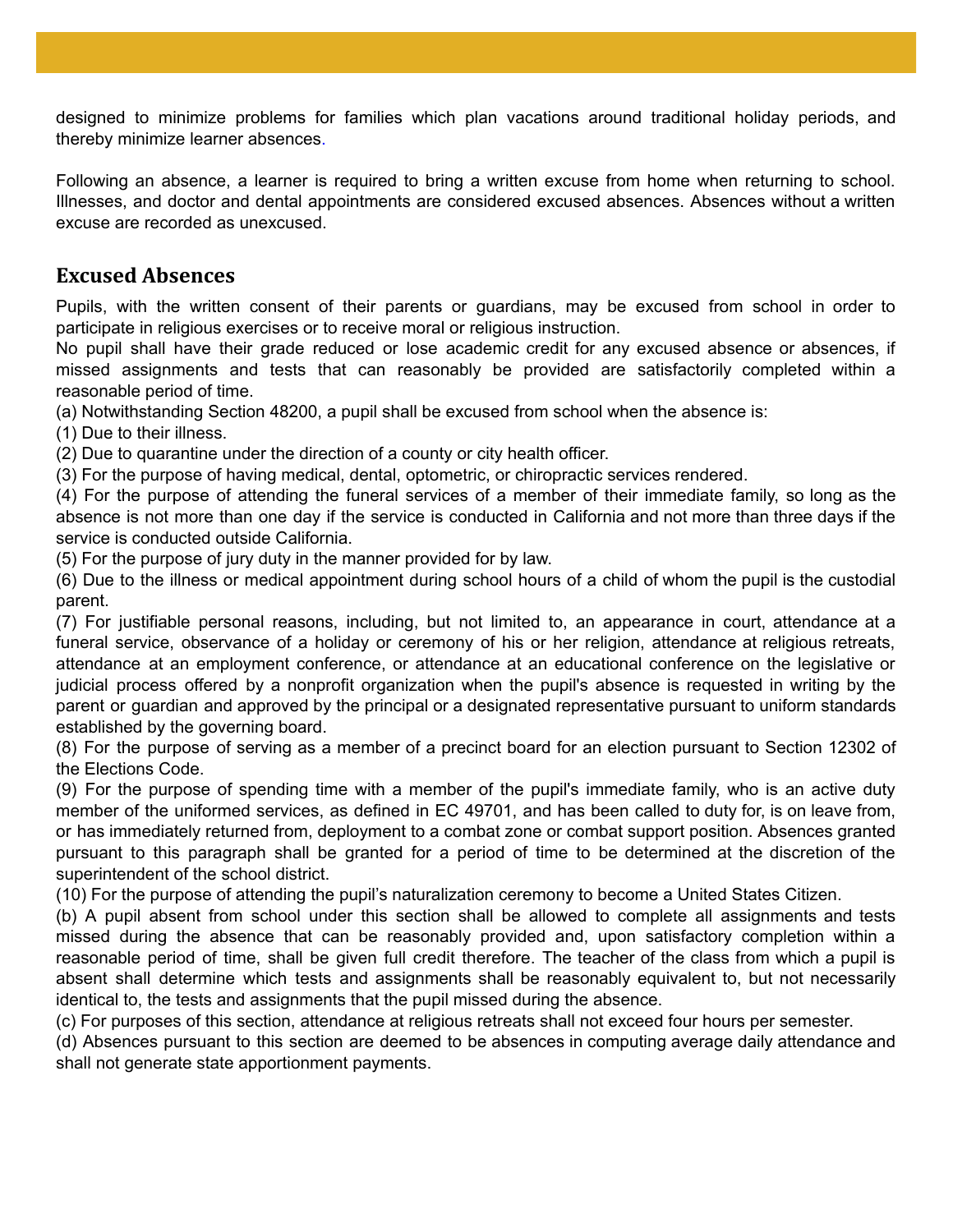designed to minimize problems for families which plan vacations around traditional holiday periods, and thereby minimize learner absences.

Following an absence, a learner is required to bring a written excuse from home when returning to school. Illnesses, and doctor and dental appointments are considered excused absences. Absences without a written excuse are recorded as unexcused.

## Excused Absences

Pupils, with the written consent of their parents or guardians, may be excused from school in order to participate in religious exercises or to receive moral or religious instruction.

No pupil shall have their grade reduced or lose academic credit for any excused absence or absences, if missed assignments and tests that can reasonably be provided are satisfactorily completed within a reasonable period of time.

(a) Notwithstanding Section 48200, a pupil shall be excused from school when the absence is:

(1) Due to their illness.

(2) Due to quarantine under the direction of a county or city health officer.

(3) For the purpose of having medical, dental, optometric, or chiropractic services rendered.

(4) For the purpose of attending the funeral services of a member of their immediate family, so long as the absence is not more than one day if the service is conducted in California and not more than three days if the service is conducted outside California.

(5) For the purpose of jury duty in the manner provided for by law.

(6) Due to the illness or medical appointment during school hours of a child of whom the pupil is the custodial parent.

(7) For justifiable personal reasons, including, but not limited to, an appearance in court, attendance at a funeral service, observance of a holiday or ceremony of his or her religion, attendance at religious retreats, attendance at an employment conference, or attendance at an educational conference on the legislative or judicial process offered by a nonprofit organization when the pupil's absence is requested in writing by the parent or guardian and approved by the principal or a designated representative pursuant to uniform standards established by the governing board.

(8) For the purpose of serving as a member of a precinct board for an election pursuant to Section 12302 of the Elections Code.

(9) For the purpose of spending time with a member of the pupil's immediate family, who is an active duty member of the uniformed services, as defined in EC 49701, and has been called to duty for, is on leave from, or has immediately returned from, deployment to a combat zone or combat support position. Absences granted pursuant to this paragraph shall be granted for a period of time to be determined at the discretion of the superintendent of the school district.

(10) For the purpose of attending the pupil's naturalization ceremony to become a United States Citizen.

(b) A pupil absent from school under this section shall be allowed to complete all assignments and tests missed during the absence that can be reasonably provided and, upon satisfactory completion within a reasonable period of time, shall be given full credit therefore. The teacher of the class from which a pupil is absent shall determine which tests and assignments shall be reasonably equivalent to, but not necessarily identical to, the tests and assignments that the pupil missed during the absence.

(c) For purposes of this section, attendance at religious retreats shall not exceed four hours per semester.

(d) Absences pursuant to this section are deemed to be absences in computing average daily attendance and shall not generate state apportionment payments.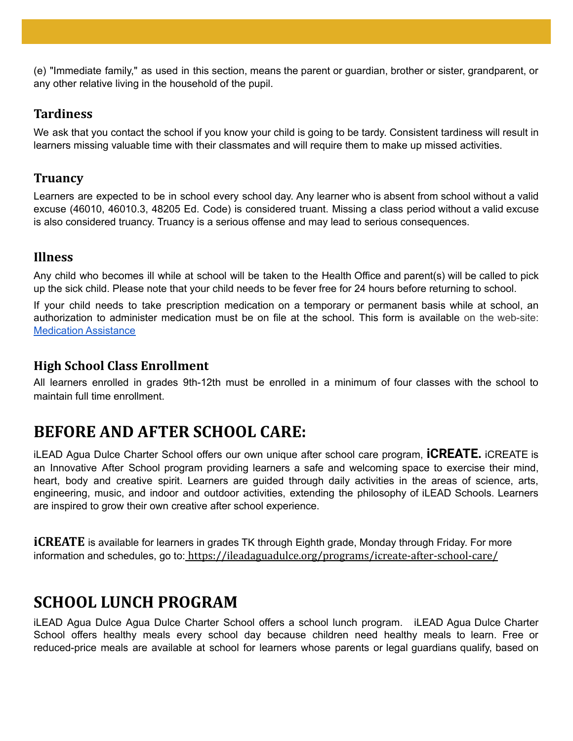(e) "Immediate family," as used in this section, means the parent or guardian, brother or sister, grandparent, or any other relative living in the household of the pupil.

### Tardiness

We ask that you contact the school if you know your child is going to be tardy. Consistent tardiness will result in learners missing valuable time with their classmates and will require them to make up missed activities.

### Truancy

Learners are expected to be in school every school day. Any learner who is absent from school without a valid excuse (46010, 46010.3, 48205 Ed. Code) is considered truant. Missing a class period without a valid excuse is also considered truancy. Truancy is a serious offense and may lead to serious consequences.

### Illness

Any child who becomes ill while at school will be taken to the Health Office and parent(s) will be called to pick up the sick child. Please note that your child needs to be fever free for 24 hours before returning to school.

If your child needs to take prescription medication on a temporary or permanent basis while at school, an authorization to administer medication must be on file at the school. This form is available on the web-site: Medication Assistance

### High School Class Enrollment

All learners enrolled in grades 9th-12th must be enrolled in a minimum of four classes with the school to maintain full time enrollment.

## BEFORE AND AFTER SCHOOL CARE:

iLEAD Agua Dulce Charter School offers our own unique after school care program, **iCREATE.** iCREATE is an Innovative After School program providing learners a safe and welcoming space to exercise their mind, heart, body and creative spirit. Learners are guided through daily activities in the areas of science, arts, engineering, music, and indoor and outdoor activities, extending the philosophy of iLEAD Schools. Learners are inspired to grow their own creative after school experience.

**iCREATE** is available for learners in grades TK through Eighth grade, Monday through Friday. For more information and schedules, go to: https://ileadaguadulce.org/programs/icreate-after-school-care/

## SCHOOL LUNCH PROGRAM

iLEAD Agua Dulce Agua Dulce Charter School offers a school lunch program. iLEAD Agua Dulce Charter School offers healthy meals every school day because children need healthy meals to learn. Free or reduced-price meals are available at school for learners whose parents or legal guardians qualify, based on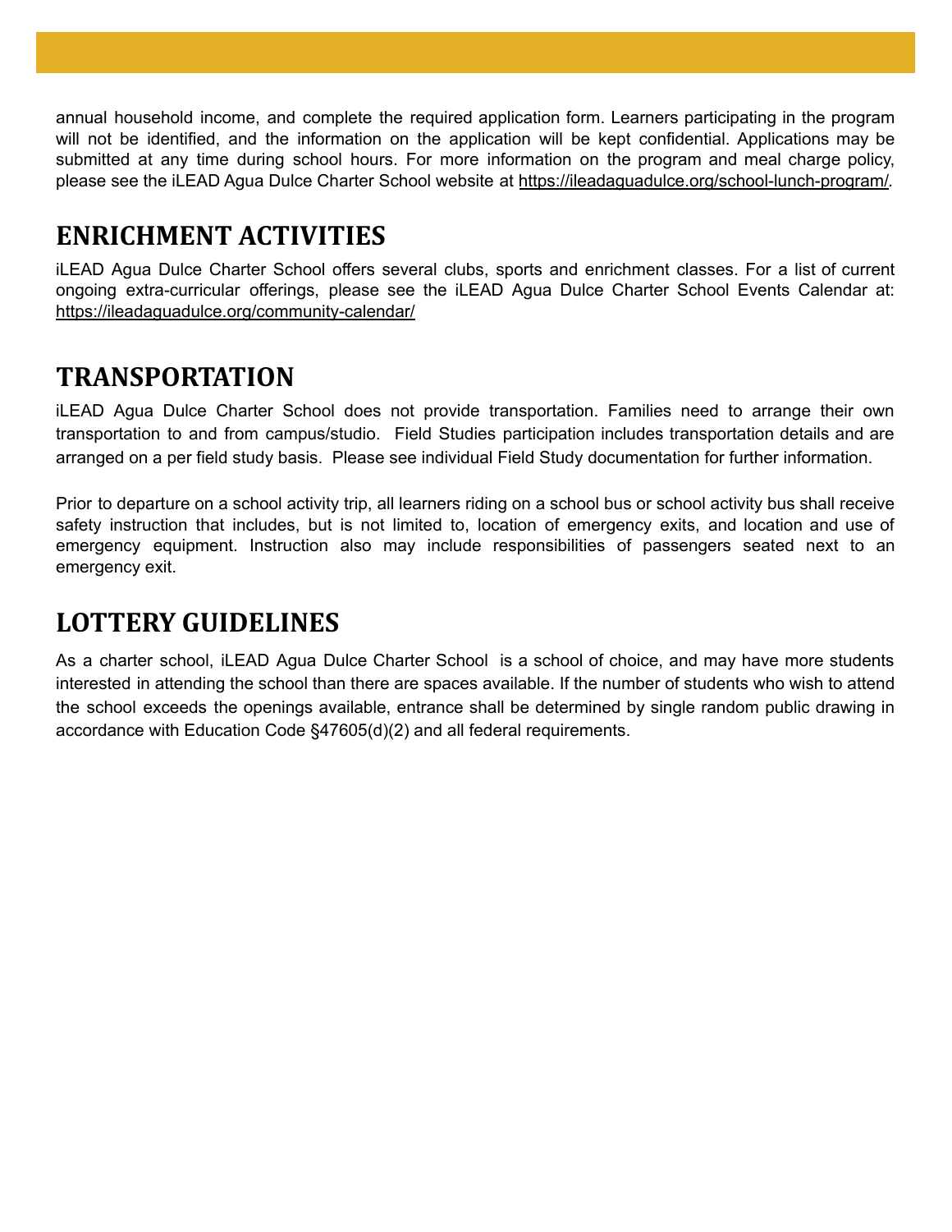annual household income, and complete the required application form. Learners participating in the program will not be identified, and the information on the application will be kept confidential. Applications may be submitted at any time during school hours. For more information on the program and meal charge policy, please see the iLEAD Agua Dulce Charter School website at https://ileadaguadulce.org/school-lunch-program/.

## ENRICHMENT ACTIVITIES

iLEAD Agua Dulce Charter School offers several clubs, sports and enrichment classes. For a list of current ongoing extra-curricular offerings, please see the iLEAD Agua Dulce Charter School Events Calendar at: https://ileadaguadulce.org/community-calendar/

## TRANSPORTATION

iLEAD Agua Dulce Charter School does not provide transportation. Families need to arrange their own transportation to and from campus/studio. Field Studies participation includes transportation details and are arranged on a per field study basis. Please see individual Field Study documentation for further information.

Prior to departure on a school activity trip, all learners riding on a school bus or school activity bus shall receive safety instruction that includes, but is not limited to, location of emergency exits, and location and use of emergency equipment. Instruction also may include responsibilities of passengers seated next to an emergency exit.

## LOTTERY GUIDELINES

As a charter school, iLEAD Agua Dulce Charter School is a school of choice, and may have more students interested in attending the school than there are spaces available. If the number of students who wish to attend the school exceeds the openings available, entrance shall be determined by single random public drawing in accordance with Education Code §47605(d)(2) and all federal requirements.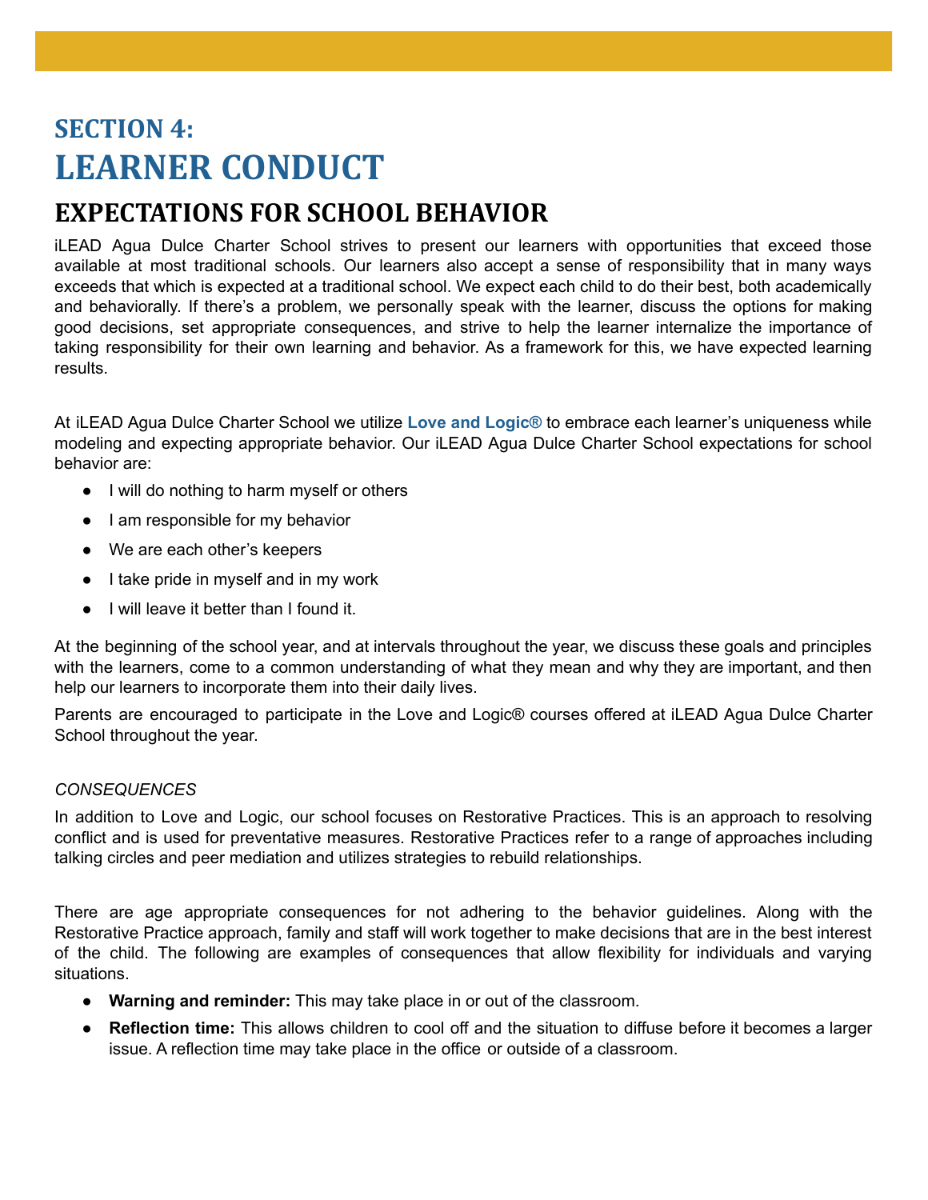# SECTION 4:
# LEARNER CONDUCT

## EXPECTATIONS FOR SCHOOL BEHAVIOR

iLEAD Agua Dulce Charter School strives to present our learners with opportunities that exceed those available at most traditional schools. Our learners also accept a sense of responsibility that in many ways exceeds that which is expected at a traditional school. We expect each child to do their best, both academically and behaviorally. If there's a problem, we personally speak with the learner, discuss the options for making good decisions, set appropriate consequences, and strive to help the learner internalize the importance of taking responsibility for their own learning and behavior. As a framework for this, we have expected learning results.

At iLEAD Agua Dulce Charter School we utilize **Love and Logic®** to embrace each learner's uniqueness while modeling and expecting appropriate behavior. Our iLEAD Agua Dulce Charter School expectations for school behavior are:

- I will do nothing to harm myself or others
- I am responsible for my behavior
- We are each other's keepers
- I take pride in myself and in my work
- I will leave it better than I found it.

At the beginning of the school year, and at intervals throughout the year, we discuss these goals and principles with the learners, come to a common understanding of what they mean and why they are important, and then help our learners to incorporate them into their daily lives.

Parents are encouraged to participate in the Love and Logic® courses offered at iLEAD Agua Dulce Charter School throughout the year.

*CONSEQUENCES*

In addition to Love and Logic, our school focuses on Restorative Practices. This is an approach to resolving conflict and is used for preventative measures. Restorative Practices refer to a range of approaches including talking circles and peer mediation and utilizes strategies to rebuild relationships.

There are age appropriate consequences for not adhering to the behavior guidelines. Along with the Restorative Practice approach, family and staff will work together to make decisions that are in the best interest of the child. The following are examples of consequences that allow flexibility for individuals and varying situations.

- **Warning and reminder:** This may take place in or out of the classroom.
- **Reflection time:** This allows children to cool off and the situation to diffuse before it becomes a larger issue. A reflection time may take place in the office or outside of a classroom.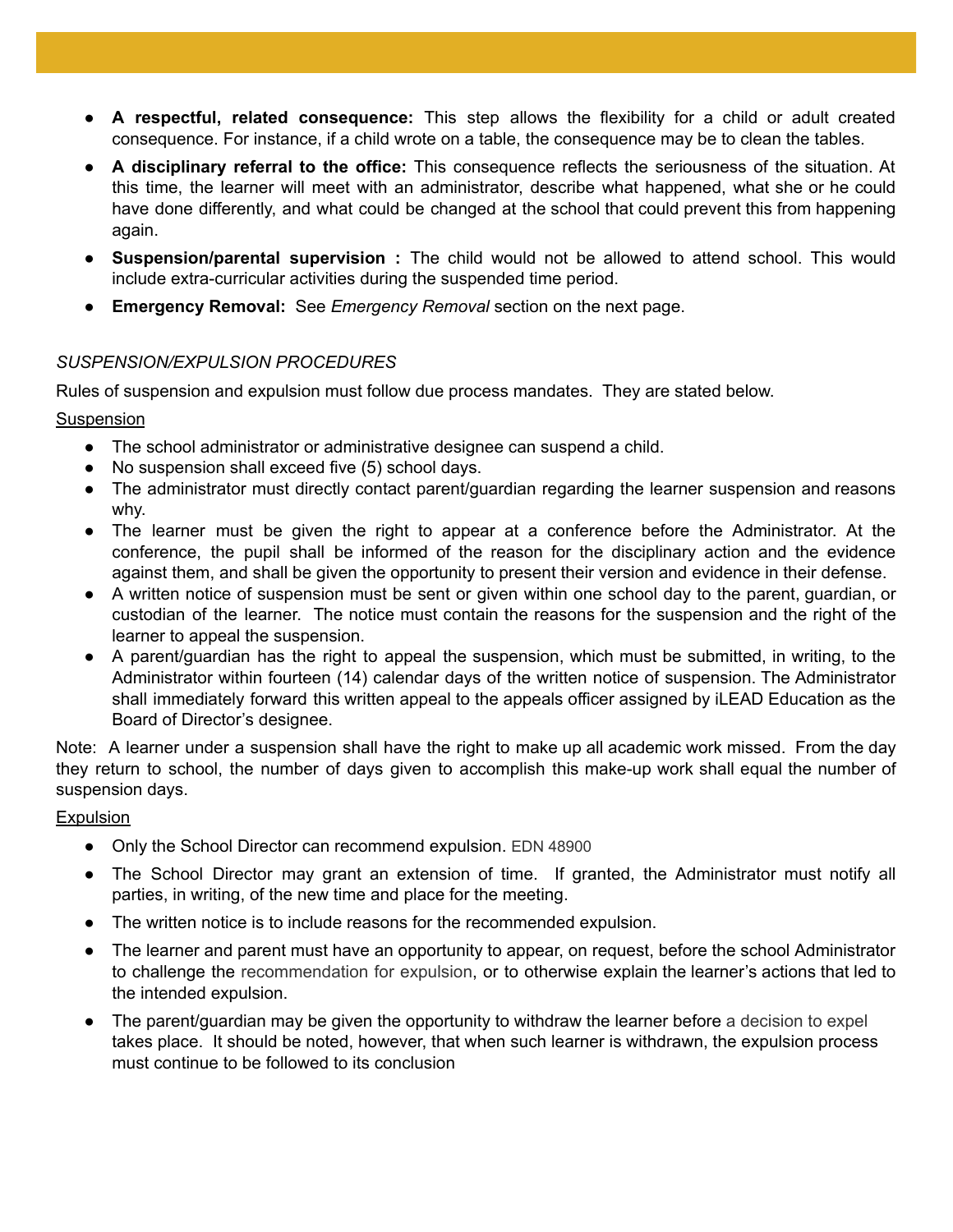- **A respectful, related consequence:** This step allows the flexibility for a child or adult created consequence. For instance, if a child wrote on a table, the consequence may be to clean the tables.
- **A disciplinary referral to the office:** This consequence reflects the seriousness of the situation. At this time, the learner will meet with an administrator, describe what happened, what she or he could have done differently, and what could be changed at the school that could prevent this from happening again.
- **Suspension/parental supervision :** The child would not be allowed to attend school. This would include extra-curricular activities during the suspended time period.
- **Emergency Removal:** See *Emergency Removal* section on the next page.

*SUSPENSION/EXPULSION PROCEDURES*

Rules of suspension and expulsion must follow due process mandates. They are stated below.

<u>Suspension</u>

- The school administrator or administrative designee can suspend a child.
- No suspension shall exceed five (5) school days.
- The administrator must directly contact parent/guardian regarding the learner suspension and reasons why.
- The learner must be given the right to appear at a conference before the Administrator. At the conference, the pupil shall be informed of the reason for the disciplinary action and the evidence against them, and shall be given the opportunity to present their version and evidence in their defense.
- A written notice of suspension must be sent or given within one school day to the parent, guardian, or custodian of the learner. The notice must contain the reasons for the suspension and the right of the learner to appeal the suspension.
- A parent/guardian has the right to appeal the suspension, which must be submitted, in writing, to the Administrator within fourteen (14) calendar days of the written notice of suspension. The Administrator shall immediately forward this written appeal to the appeals officer assigned by iLEAD Education as the Board of Director's designee.

Note: A learner under a suspension shall have the right to make up all academic work missed. From the day they return to school, the number of days given to accomplish this make-up work shall equal the number of suspension days.

<u>Expulsion</u>

- Only the School Director can recommend expulsion. EDN 48900
- The School Director may grant an extension of time. If granted, the Administrator must notify all parties, in writing, of the new time and place for the meeting.
- The written notice is to include reasons for the recommended expulsion.
- The learner and parent must have an opportunity to appear, on request, before the school Administrator to challenge the recommendation for expulsion, or to otherwise explain the learner's actions that led to the intended expulsion.
- The parent/guardian may be given the opportunity to withdraw the learner before a decision to expel takes place. It should be noted, however, that when such learner is withdrawn, the expulsion process must continue to be followed to its conclusion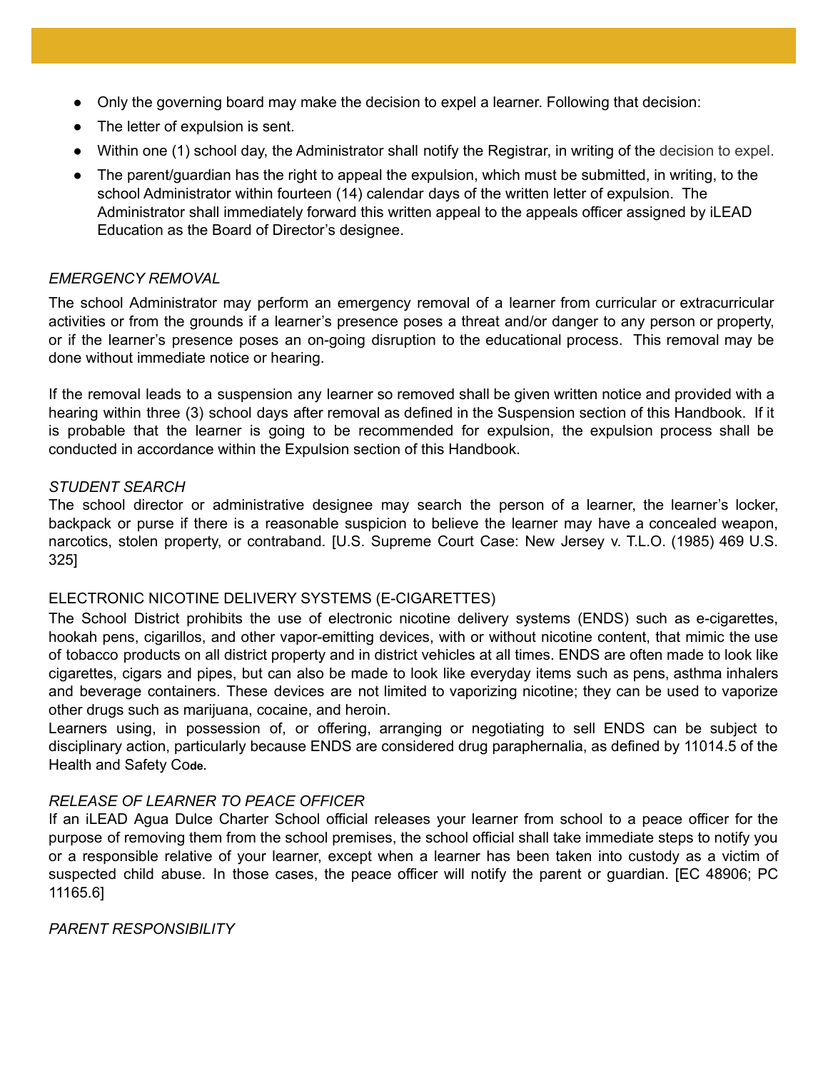- Only the governing board may make the decision to expel a learner. Following that decision:
- The letter of expulsion is sent.
- Within one (1) school day, the Administrator shall notify the Registrar, in writing of the decision to expel.
- The parent/guardian has the right to appeal the expulsion, which must be submitted, in writing, to the school Administrator within fourteen (14) calendar days of the written letter of expulsion. The Administrator shall immediately forward this written appeal to the appeals officer assigned by iLEAD Education as the Board of Director's designee.

*EMERGENCY REMOVAL*

The school Administrator may perform an emergency removal of a learner from curricular or extracurricular activities or from the grounds if a learner's presence poses a threat and/or danger to any person or property, or if the learner's presence poses an on-going disruption to the educational process. This removal may be done without immediate notice or hearing.

If the removal leads to a suspension any learner so removed shall be given written notice and provided with a hearing within three (3) school days after removal as defined in the Suspension section of this Handbook. If it is probable that the learner is going to be recommended for expulsion, the expulsion process shall be conducted in accordance within the Expulsion section of this Handbook.

*STUDENT SEARCH*

The school director or administrative designee may search the person of a learner, the learner's locker, backpack or purse if there is a reasonable suspicion to believe the learner may have a concealed weapon, narcotics, stolen property, or contraband. [U.S. Supreme Court Case: New Jersey v. T.L.O. (1985) 469 U.S. 325]

ELECTRONIC NICOTINE DELIVERY SYSTEMS (E-CIGARETTES)

The School District prohibits the use of electronic nicotine delivery systems (ENDS) such as e-cigarettes, hookah pens, cigarillos, and other vapor-emitting devices, with or without nicotine content, that mimic the use of tobacco products on all district property and in district vehicles at all times. ENDS are often made to look like cigarettes, cigars and pipes, but can also be made to look like everyday items such as pens, asthma inhalers and beverage containers. These devices are not limited to vaporizing nicotine; they can be used to vaporize other drugs such as marijuana, cocaine, and heroin.

Learners using, in possession of, or offering, arranging or negotiating to sell ENDS can be subject to disciplinary action, particularly because ENDS are considered drug paraphernalia, as defined by 11014.5 of the Health and Safety Code.

*RELEASE OF LEARNER TO PEACE OFFICER*

If an iLEAD Agua Dulce Charter School official releases your learner from school to a peace officer for the purpose of removing them from the school premises, the school official shall take immediate steps to notify you or a responsible relative of your learner, except when a learner has been taken into custody as a victim of suspected child abuse. In those cases, the peace officer will notify the parent or guardian. [EC 48906; PC 11165.6]

*PARENT RESPONSIBILITY*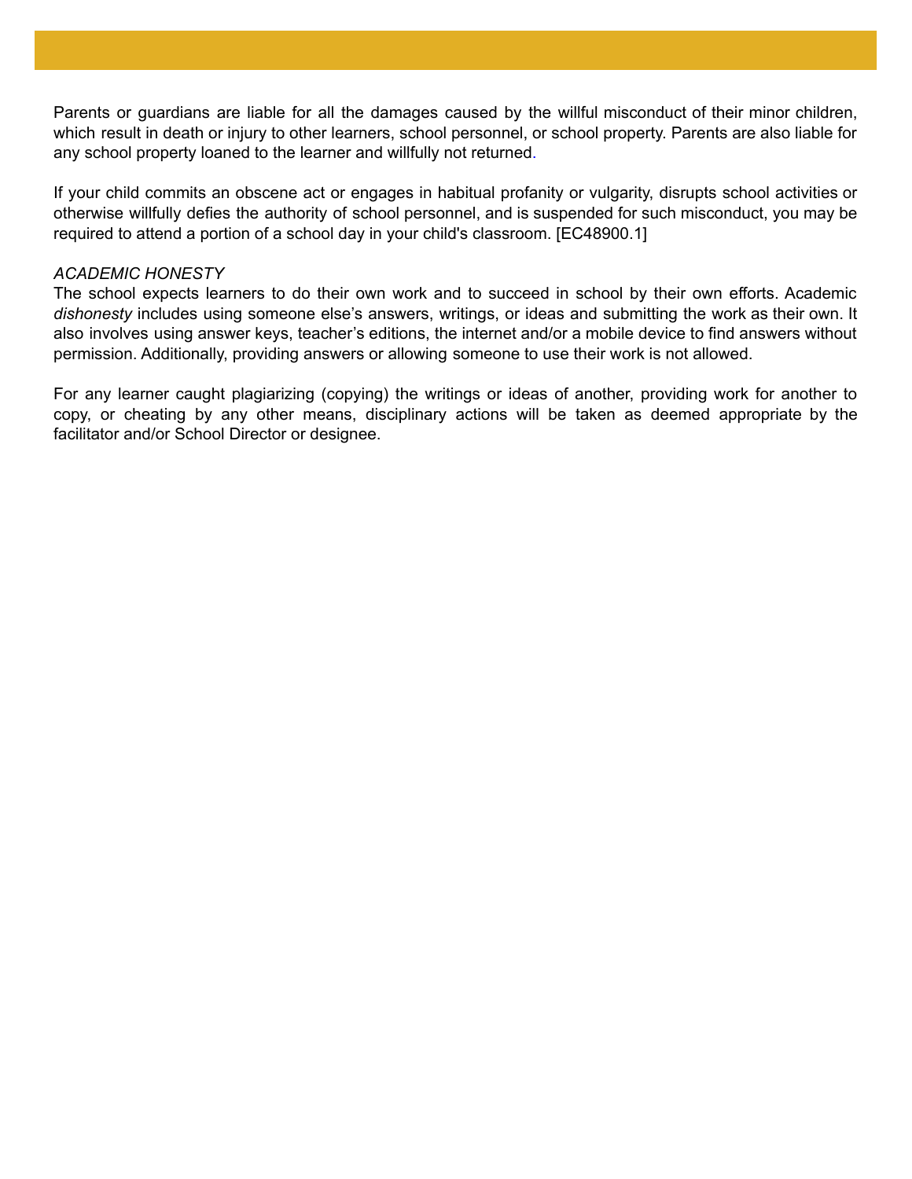Parents or guardians are liable for all the damages caused by the willful misconduct of their minor children, which result in death or injury to other learners, school personnel, or school property. Parents are also liable for any school property loaned to the learner and willfully not returned.

If your child commits an obscene act or engages in habitual profanity or vulgarity, disrupts school activities or otherwise willfully defies the authority of school personnel, and is suspended for such misconduct, you may be required to attend a portion of a school day in your child's classroom. [EC48900.1]

*ACADEMIC HONESTY*

The school expects learners to do their own work and to succeed in school by their own efforts. Academic *dishonesty* includes using someone else's answers, writings, or ideas and submitting the work as their own. It also involves using answer keys, teacher's editions, the internet and/or a mobile device to find answers without permission. Additionally, providing answers or allowing someone to use their work is not allowed.

For any learner caught plagiarizing (copying) the writings or ideas of another, providing work for another to copy, or cheating by any other means, disciplinary actions will be taken as deemed appropriate by the facilitator and/or School Director or designee.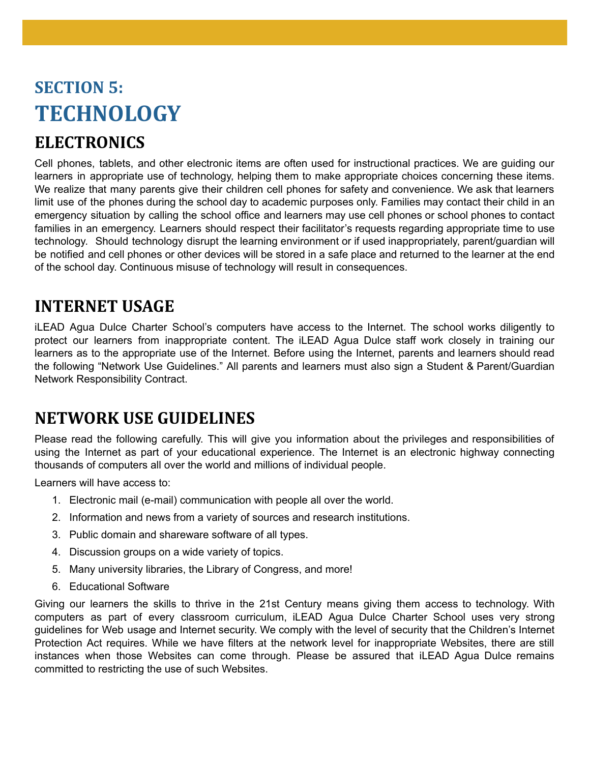# SECTION 5:
# TECHNOLOGY

## ELECTRONICS

Cell phones, tablets, and other electronic items are often used for instructional practices. We are guiding our learners in appropriate use of technology, helping them to make appropriate choices concerning these items. We realize that many parents give their children cell phones for safety and convenience. We ask that learners limit use of the phones during the school day to academic purposes only. Families may contact their child in an emergency situation by calling the school office and learners may use cell phones or school phones to contact families in an emergency. Learners should respect their facilitator's requests regarding appropriate time to use technology. Should technology disrupt the learning environment or if used inappropriately, parent/guardian will be notified and cell phones or other devices will be stored in a safe place and returned to the learner at the end of the school day. Continuous misuse of technology will result in consequences.

## INTERNET USAGE

iLEAD Agua Dulce Charter School's computers have access to the Internet. The school works diligently to protect our learners from inappropriate content. The iLEAD Agua Dulce staff work closely in training our learners as to the appropriate use of the Internet. Before using the Internet, parents and learners should read the following "Network Use Guidelines." All parents and learners must also sign a Student & Parent/Guardian Network Responsibility Contract.

## NETWORK USE GUIDELINES

Please read the following carefully. This will give you information about the privileges and responsibilities of using the Internet as part of your educational experience. The Internet is an electronic highway connecting thousands of computers all over the world and millions of individual people.

Learners will have access to:

1. Electronic mail (e-mail) communication with people all over the world.
2. Information and news from a variety of sources and research institutions.
3. Public domain and shareware software of all types.
4. Discussion groups on a wide variety of topics.
5. Many university libraries, the Library of Congress, and more!
6. Educational Software

Giving our learners the skills to thrive in the 21st Century means giving them access to technology. With computers as part of every classroom curriculum, iLEAD Agua Dulce Charter School uses very strong guidelines for Web usage and Internet security. We comply with the level of security that the Children's Internet Protection Act requires. While we have filters at the network level for inappropriate Websites, there are still instances when those Websites can come through. Please be assured that iLEAD Agua Dulce remains committed to restricting the use of such Websites.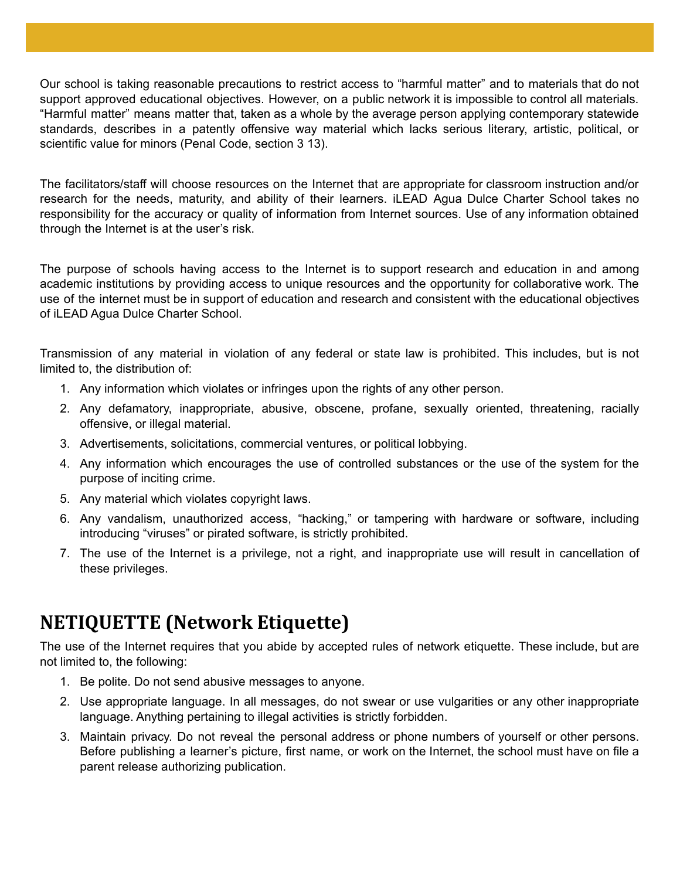Our school is taking reasonable precautions to restrict access to “harmful matter” and to materials that do not support approved educational objectives. However, on a public network it is impossible to control all materials. “Harmful matter” means matter that, taken as a whole by the average person applying contemporary statewide standards, describes in a patently offensive way material which lacks serious literary, artistic, political, or scientific value for minors (Penal Code, section 3 13).

The facilitators/staff will choose resources on the Internet that are appropriate for classroom instruction and/or research for the needs, maturity, and ability of their learners. iLEAD Agua Dulce Charter School takes no responsibility for the accuracy or quality of information from Internet sources. Use of any information obtained through the Internet is at the user’s risk.

The purpose of schools having access to the Internet is to support research and education in and among academic institutions by providing access to unique resources and the opportunity for collaborative work. The use of the internet must be in support of education and research and consistent with the educational objectives of iLEAD Agua Dulce Charter School.

Transmission of any material in violation of any federal or state law is prohibited. This includes, but is not limited to, the distribution of:

1. Any information which violates or infringes upon the rights of any other person.
2. Any defamatory, inappropriate, abusive, obscene, profane, sexually oriented, threatening, racially offensive, or illegal material.
3. Advertisements, solicitations, commercial ventures, or political lobbying.
4. Any information which encourages the use of controlled substances or the use of the system for the purpose of inciting crime.
5. Any material which violates copyright laws.
6. Any vandalism, unauthorized access, “hacking,” or tampering with hardware or software, including introducing “viruses” or pirated software, is strictly prohibited.
7. The use of the Internet is a privilege, not a right, and inappropriate use will result in cancellation of these privileges.

## NETIQUETTE (Network Etiquette)

The use of the Internet requires that you abide by accepted rules of network etiquette. These include, but are not limited to, the following:

1. Be polite. Do not send abusive messages to anyone.
2. Use appropriate language. In all messages, do not swear or use vulgarities or any other inappropriate language. Anything pertaining to illegal activities is strictly forbidden.
3. Maintain privacy. Do not reveal the personal address or phone numbers of yourself or other persons. Before publishing a learner’s picture, first name, or work on the Internet, the school must have on file a parent release authorizing publication.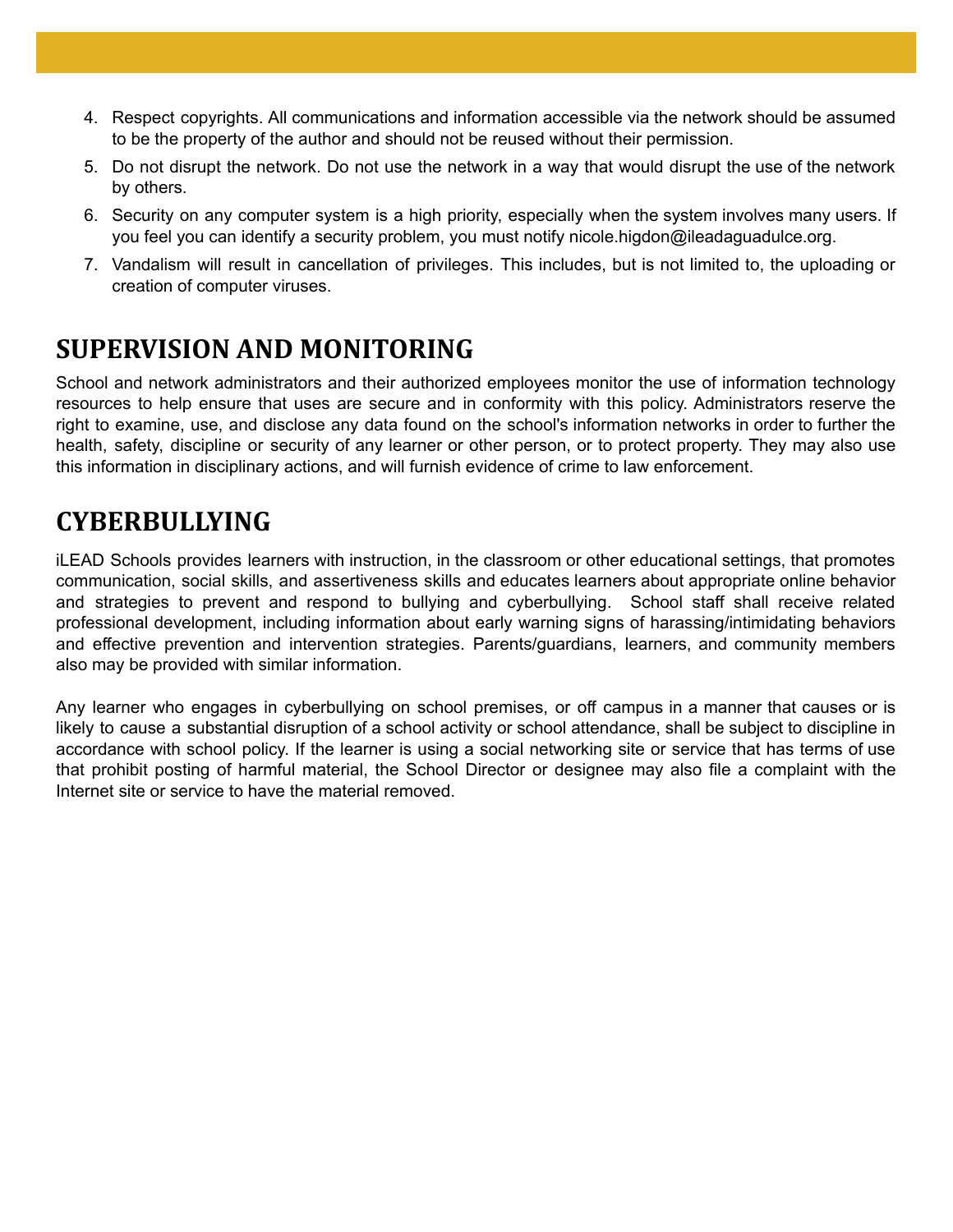4. Respect copyrights. All communications and information accessible via the network should be assumed to be the property of the author and should not be reused without their permission.
5. Do not disrupt the network. Do not use the network in a way that would disrupt the use of the network by others.
6. Security on any computer system is a high priority, especially when the system involves many users. If you feel you can identify a security problem, you must notify nicole.higdon@ileadaguadulce.org.
7. Vandalism will result in cancellation of privileges. This includes, but is not limited to, the uploading or creation of computer viruses.

## SUPERVISION AND MONITORING

School and network administrators and their authorized employees monitor the use of information technology resources to help ensure that uses are secure and in conformity with this policy. Administrators reserve the right to examine, use, and disclose any data found on the school's information networks in order to further the health, safety, discipline or security of any learner or other person, or to protect property. They may also use this information in disciplinary actions, and will furnish evidence of crime to law enforcement.

## CYBERBULLYING

iLEAD Schools provides learners with instruction, in the classroom or other educational settings, that promotes communication, social skills, and assertiveness skills and educates learners about appropriate online behavior and strategies to prevent and respond to bullying and cyberbullying. School staff shall receive related professional development, including information about early warning signs of harassing/intimidating behaviors and effective prevention and intervention strategies. Parents/guardians, learners, and community members also may be provided with similar information.

Any learner who engages in cyberbullying on school premises, or off campus in a manner that causes or is likely to cause a substantial disruption of a school activity or school attendance, shall be subject to discipline in accordance with school policy. If the learner is using a social networking site or service that has terms of use that prohibit posting of harmful material, the School Director or designee may also file a complaint with the Internet site or service to have the material removed.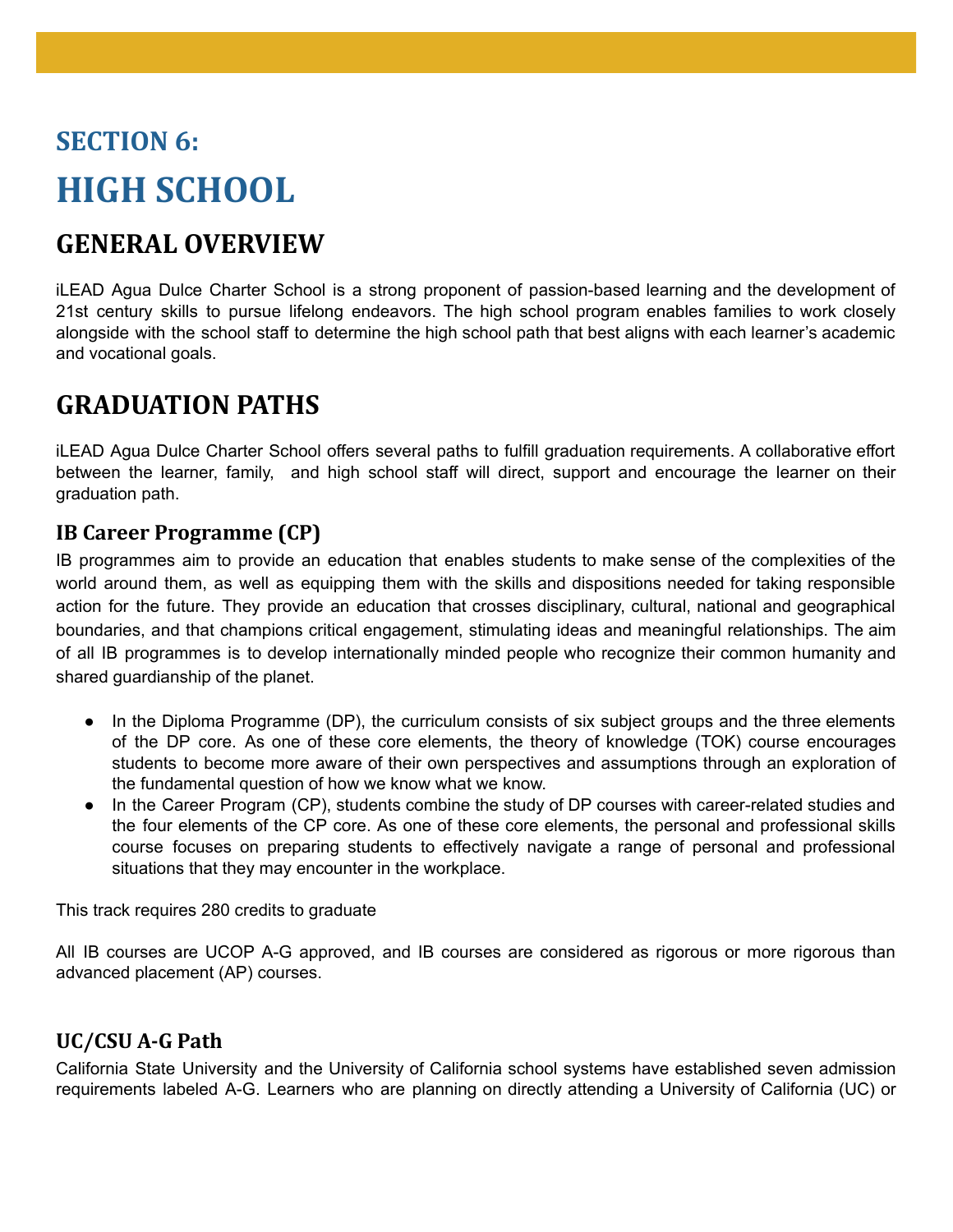# SECTION 6:
# HIGH SCHOOL

## GENERAL OVERVIEW

iLEAD Agua Dulce Charter School is a strong proponent of passion-based learning and the development of 21st century skills to pursue lifelong endeavors. The high school program enables families to work closely alongside with the school staff to determine the high school path that best aligns with each learner's academic and vocational goals.

## GRADUATION PATHS

iLEAD Agua Dulce Charter School offers several paths to fulfill graduation requirements. A collaborative effort between the learner, family, and high school staff will direct, support and encourage the learner on their graduation path.

### IB Career Programme (CP)

IB programmes aim to provide an education that enables students to make sense of the complexities of the world around them, as well as equipping them with the skills and dispositions needed for taking responsible action for the future. They provide an education that crosses disciplinary, cultural, national and geographical boundaries, and that champions critical engagement, stimulating ideas and meaningful relationships. The aim of all IB programmes is to develop internationally minded people who recognize their common humanity and shared guardianship of the planet.

- In the Diploma Programme (DP), the curriculum consists of six subject groups and the three elements of the DP core. As one of these core elements, the theory of knowledge (TOK) course encourages students to become more aware of their own perspectives and assumptions through an exploration of the fundamental question of how we know what we know.
- In the Career Program (CP), students combine the study of DP courses with career-related studies and the four elements of the CP core. As one of these core elements, the personal and professional skills course focuses on preparing students to effectively navigate a range of personal and professional situations that they may encounter in the workplace.

This track requires 280 credits to graduate

All IB courses are UCOP A-G approved, and IB courses are considered as rigorous or more rigorous than advanced placement (AP) courses.

### UC/CSU A-G Path

California State University and the University of California school systems have established seven admission requirements labeled A-G. Learners who are planning on directly attending a University of California (UC) or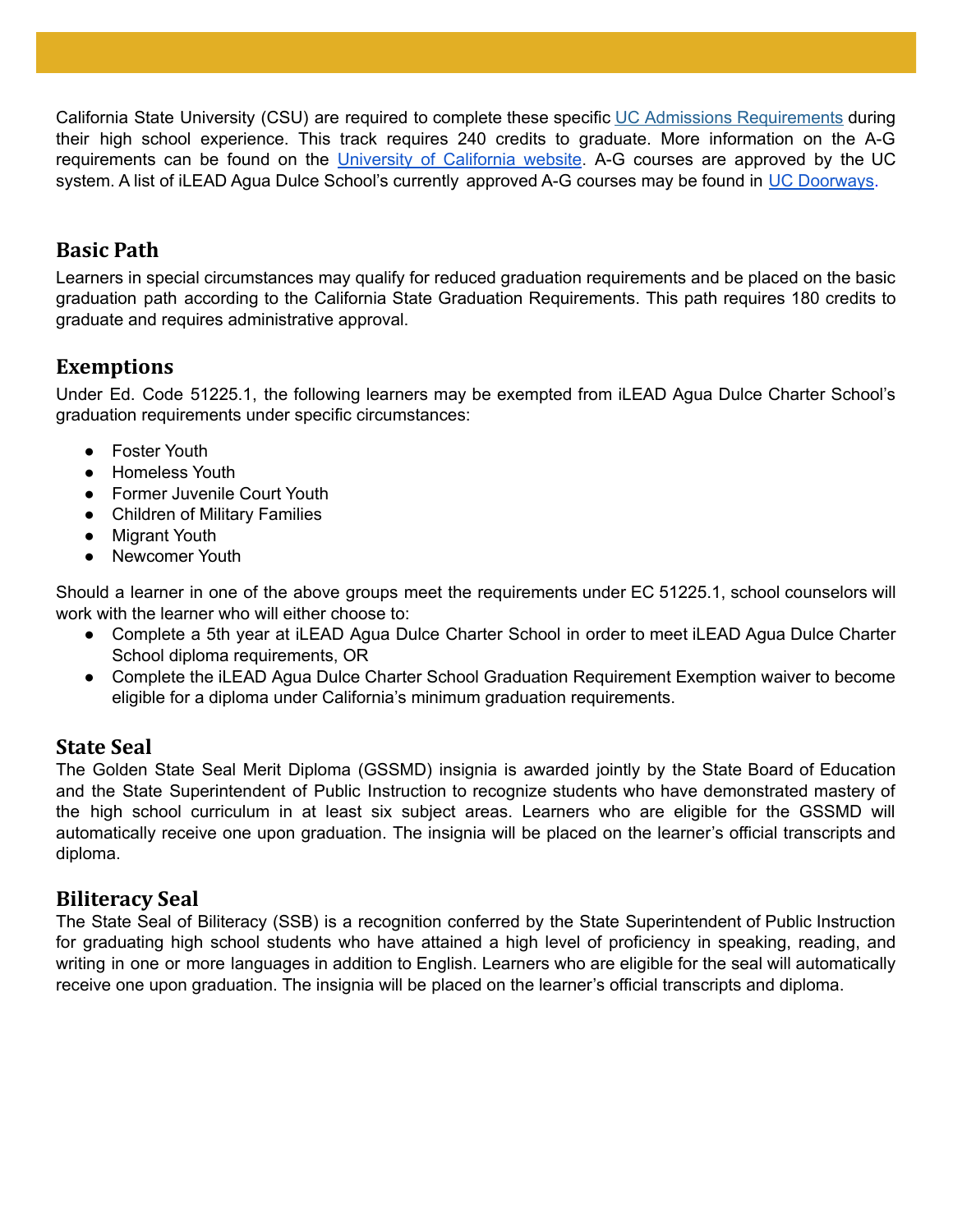California State University (CSU) are required to complete these specific UC Admissions Requirements during their high school experience. This track requires 240 credits to graduate. More information on the A-G requirements can be found on the University of California website. A-G courses are approved by the UC system. A list of iLEAD Agua Dulce School's currently approved A-G courses may be found in UC Doorways.

## Basic Path

Learners in special circumstances may qualify for reduced graduation requirements and be placed on the basic graduation path according to the California State Graduation Requirements. This path requires 180 credits to graduate and requires administrative approval.

## Exemptions

Under Ed. Code 51225.1, the following learners may be exempted from iLEAD Agua Dulce Charter School's graduation requirements under specific circumstances:

- Foster Youth
- Homeless Youth
- Former Juvenile Court Youth
- Children of Military Families
- Migrant Youth
- Newcomer Youth

Should a learner in one of the above groups meet the requirements under EC 51225.1, school counselors will work with the learner who will either choose to:

- Complete a 5th year at iLEAD Agua Dulce Charter School in order to meet iLEAD Agua Dulce Charter School diploma requirements, OR
- Complete the iLEAD Agua Dulce Charter School Graduation Requirement Exemption waiver to become eligible for a diploma under California's minimum graduation requirements.

## State Seal

The Golden State Seal Merit Diploma (GSSMD) insignia is awarded jointly by the State Board of Education and the State Superintendent of Public Instruction to recognize students who have demonstrated mastery of the high school curriculum in at least six subject areas. Learners who are eligible for the GSSMD will automatically receive one upon graduation. The insignia will be placed on the learner's official transcripts and diploma.

## Biliteracy Seal

The State Seal of Biliteracy (SSB) is a recognition conferred by the State Superintendent of Public Instruction for graduating high school students who have attained a high level of proficiency in speaking, reading, and writing in one or more languages in addition to English. Learners who are eligible for the seal will automatically receive one upon graduation. The insignia will be placed on the learner's official transcripts and diploma.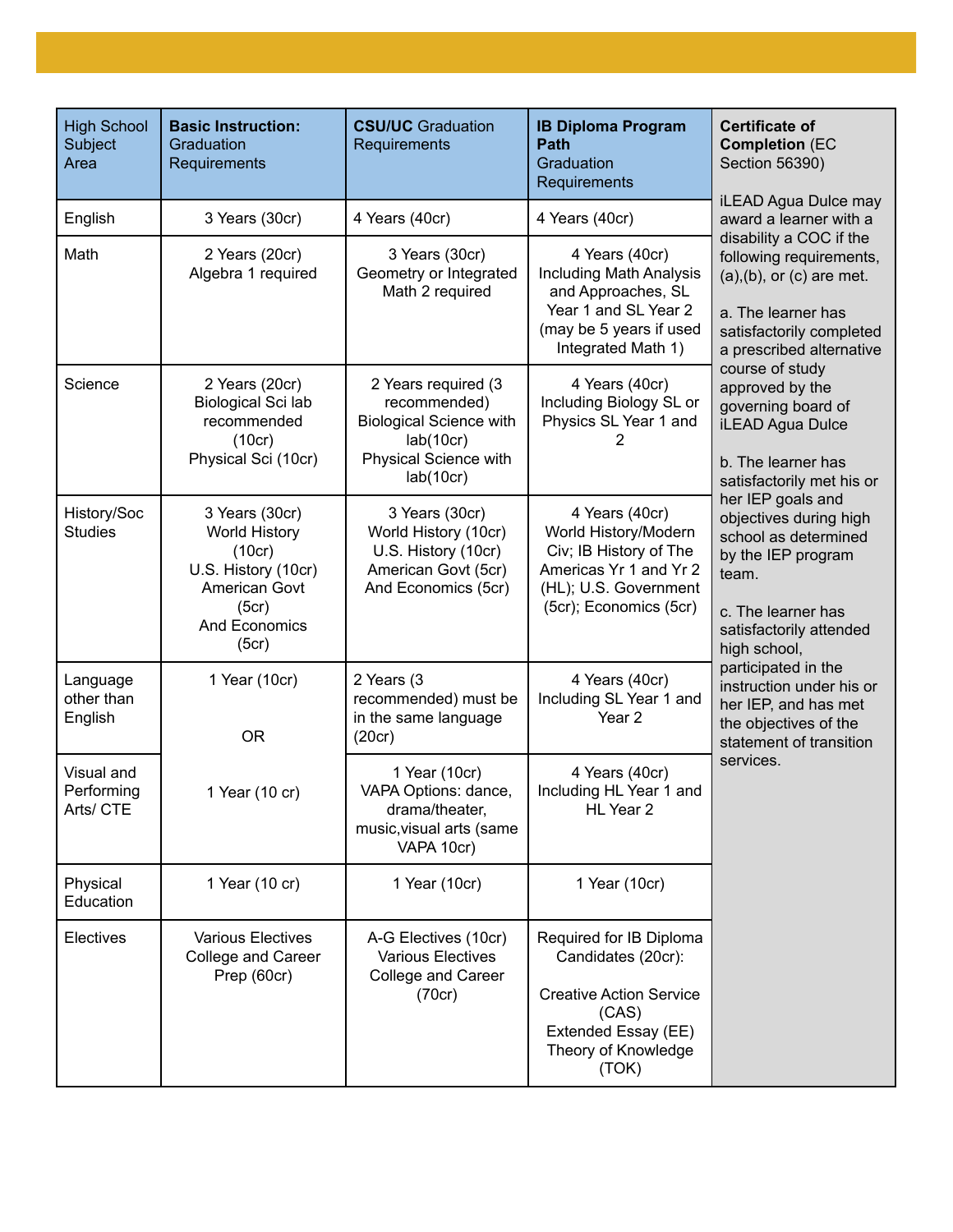| High School Subject Area | **Basic Instruction:** Graduation Requirements | **CSU/UC** Graduation Requirements | **IB Diploma Program Path** Graduation Requirements | **Certificate of Completion** (EC Section 56390) |
|---|---|---|---|---|
| English | 3 Years (30cr) | 4 Years (40cr) | 4 Years (40cr) | iLEAD Agua Dulce may award a learner with a disability a COC if the following requirements, (a),(b), or (c) are met.<br><br>a. The learner has satisfactorily completed a prescribed alternative course of study approved by the governing board of iLEAD Agua Dulce<br><br>b. The learner has satisfactorily met his or her IEP goals and objectives during high school as determined by the IEP program team.<br><br>c. The learner has satisfactorily attended high school, participated in the instruction under his or her IEP, and has met the objectives of the statement of transition services. |
| Math | 2 Years (20cr) Algebra 1 required | 3 Years (30cr) Geometry or Integrated Math 2 required | 4 Years (40cr) Including Math Analysis and Approaches, SL Year 1 and SL Year 2 (may be 5 years if used Integrated Math 1) | |
| Science | 2 Years (20cr) Biological Sci lab recommended (10cr) Physical Sci (10cr) | 2 Years required (3 recommended) Biological Science with lab(10cr) Physical Science with lab(10cr) | 4 Years (40cr) Including Biology SL or Physics SL Year 1 and 2 | |
| History/Soc Studies | 3 Years (30cr) World History (10cr) U.S. History (10cr) American Govt (5cr) And Economics (5cr) | 3 Years (30cr) World History (10cr) U.S. History (10cr) American Govt (5cr) And Economics (5cr) | 4 Years (40cr) World History/Modern Civ; IB History of The Americas Yr 1 and Yr 2 (HL); U.S. Government (5cr); Economics (5cr) | |
| Language other than English | 1 Year (10cr)<br><br>OR | 2 Years (3 recommended) must be in the same language (20cr) | 4 Years (40cr) Including SL Year 1 and Year 2 | |
| Visual and Performing Arts/ CTE | 1 Year (10 cr) | 1 Year (10cr) VAPA Options: dance, drama/theater, music,visual arts (same VAPA 10cr) | 4 Years (40cr) Including HL Year 1 and HL Year 2 | |
| Physical Education | 1 Year (10 cr) | 1 Year (10cr) | 1 Year (10cr) | |
| Electives | Various Electives College and Career Prep (60cr) | A-G Electives (10cr) Various Electives College and Career (70cr) | Required for IB Diploma Candidates (20cr):<br><br>Creative Action Service (CAS)<br>Extended Essay (EE)<br>Theory of Knowledge (TOK) | |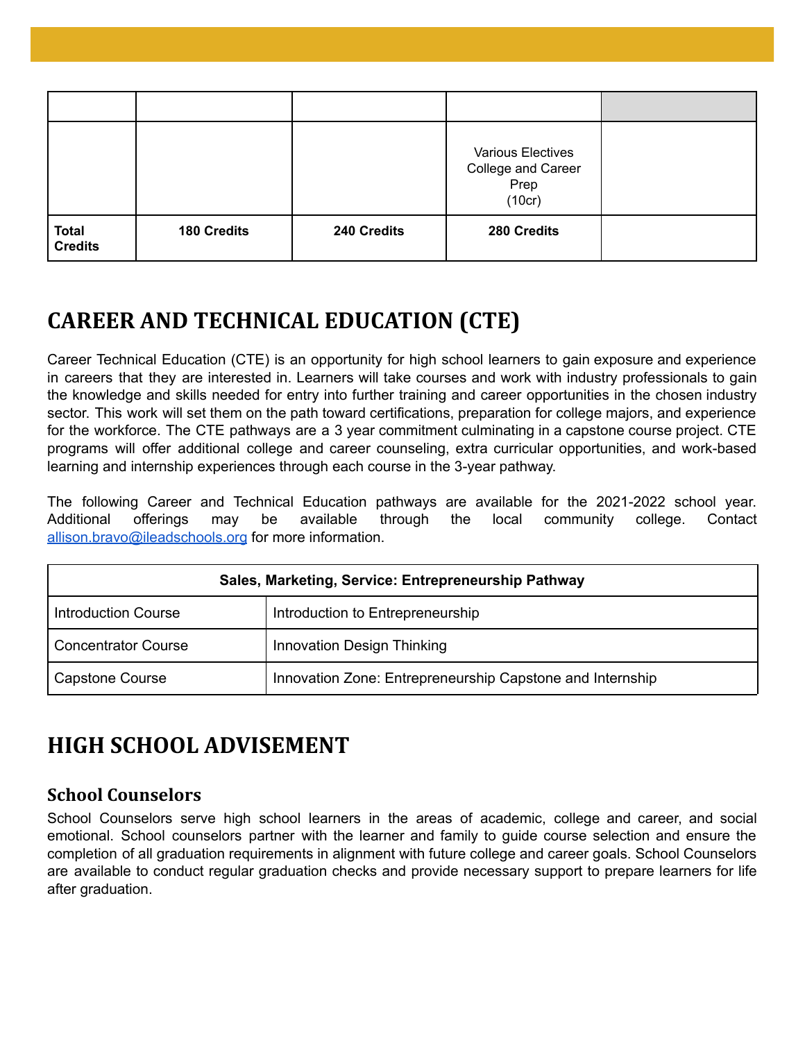| | | | | |
|---|---|---|---|---|
| | | | Various Electives College and Career Prep (10cr) | |
| **Total Credits** | **180 Credits** | **240 Credits** | **280 Credits** | |

## CAREER AND TECHNICAL EDUCATION (CTE)

Career Technical Education (CTE) is an opportunity for high school learners to gain exposure and experience in careers that they are interested in. Learners will take courses and work with industry professionals to gain the knowledge and skills needed for entry into further training and career opportunities in the chosen industry sector. This work will set them on the path toward certifications, preparation for college majors, and experience for the workforce. The CTE pathways are a 3 year commitment culminating in a capstone course project. CTE programs will offer additional college and career counseling, extra curricular opportunities, and work-based learning and internship experiences through each course in the 3-year pathway.

The following Career and Technical Education pathways are available for the 2021-2022 school year. Additional offerings may be available through the local community college. Contact allison.bravo@ileadschools.org for more information.

| **Sales, Marketing, Service: Entrepreneurship Pathway** | |
|---|---|
| Introduction Course | Introduction to Entrepreneurship |
| Concentrator Course | Innovation Design Thinking |
| Capstone Course | Innovation Zone: Entrepreneurship Capstone and Internship |

## HIGH SCHOOL ADVISEMENT

### School Counselors

School Counselors serve high school learners in the areas of academic, college and career, and social emotional. School counselors partner with the learner and family to guide course selection and ensure the completion of all graduation requirements in alignment with future college and career goals. School Counselors are available to conduct regular graduation checks and provide necessary support to prepare learners for life after graduation.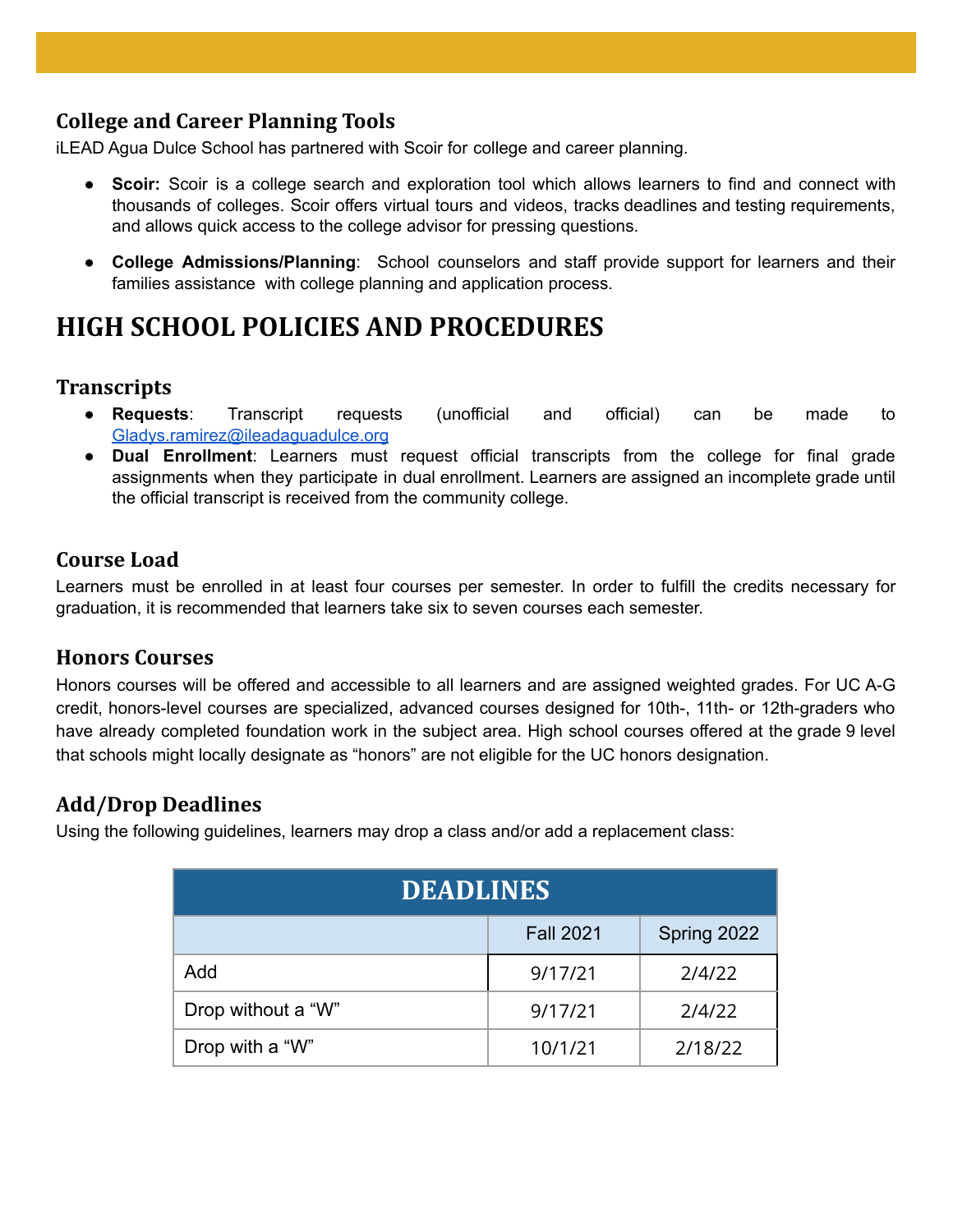### College and Career Planning Tools

iLEAD Agua Dulce School has partnered with Scoir for college and career planning.

- **Scoir:** Scoir is a college search and exploration tool which allows learners to find and connect with thousands of colleges. Scoir offers virtual tours and videos, tracks deadlines and testing requirements, and allows quick access to the college advisor for pressing questions.
- **College Admissions/Planning**: School counselors and staff provide support for learners and their families assistance with college planning and application process.

## HIGH SCHOOL POLICIES AND PROCEDURES

### Transcripts

- **Requests**: Transcript requests (unofficial and official) can be made to Gladys.ramirez@ileadaguadulce.org
- **Dual Enrollment**: Learners must request official transcripts from the college for final grade assignments when they participate in dual enrollment. Learners are assigned an incomplete grade until the official transcript is received from the community college.

### Course Load

Learners must be enrolled in at least four courses per semester. In order to fulfill the credits necessary for graduation, it is recommended that learners take six to seven courses each semester.

### Honors Courses

Honors courses will be offered and accessible to all learners and are assigned weighted grades. For UC A-G credit, honors-level courses are specialized, advanced courses designed for 10th-, 11th- or 12th-graders who have already completed foundation work in the subject area. High school courses offered at the grade 9 level that schools might locally designate as "honors" are not eligible for the UC honors designation.

### Add/Drop Deadlines

Using the following guidelines, learners may drop a class and/or add a replacement class:

| DEADLINES | | |
|---|---|---|
| | Fall 2021 | Spring 2022 |
| Add | 9/17/21 | 2/4/22 |
| Drop without a "W" | 9/17/21 | 2/4/22 |
| Drop with a "W" | 10/1/21 | 2/18/22 |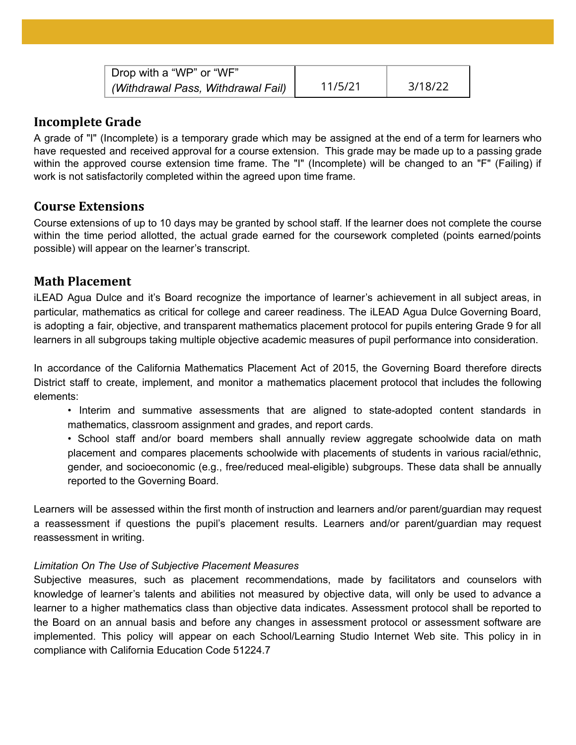| Drop with a "WP" or "WF" *(Withdrawal Pass, Withdrawal Fail)* | 11/5/21 | 3/18/22 |
|---|---|---|

## Incomplete Grade

A grade of "I" (Incomplete) is a temporary grade which may be assigned at the end of a term for learners who have requested and received approval for a course extension. This grade may be made up to a passing grade within the approved course extension time frame. The "I" (Incomplete) will be changed to an "F" (Failing) if work is not satisfactorily completed within the agreed upon time frame.

## Course Extensions

Course extensions of up to 10 days may be granted by school staff. If the learner does not complete the course within the time period allotted, the actual grade earned for the coursework completed (points earned/points possible) will appear on the learner's transcript.

## Math Placement

iLEAD Agua Dulce and it's Board recognize the importance of learner's achievement in all subject areas, in particular, mathematics as critical for college and career readiness. The iLEAD Agua Dulce Governing Board, is adopting a fair, objective, and transparent mathematics placement protocol for pupils entering Grade 9 for all learners in all subgroups taking multiple objective academic measures of pupil performance into consideration.

In accordance of the California Mathematics Placement Act of 2015, the Governing Board therefore directs District staff to create, implement, and monitor a mathematics placement protocol that includes the following elements:

- Interim and summative assessments that are aligned to state-adopted content standards in mathematics, classroom assignment and grades, and report cards.
- School staff and/or board members shall annually review aggregate schoolwide data on math placement and compares placements schoolwide with placements of students in various racial/ethnic, gender, and socioeconomic (e.g., free/reduced meal-eligible) subgroups. These data shall be annually reported to the Governing Board.

Learners will be assessed within the first month of instruction and learners and/or parent/guardian may request a reassessment if questions the pupil's placement results. Learners and/or parent/guardian may request reassessment in writing.

*Limitation On The Use of Subjective Placement Measures*

Subjective measures, such as placement recommendations, made by facilitators and counselors with knowledge of learner's talents and abilities not measured by objective data, will only be used to advance a learner to a higher mathematics class than objective data indicates. Assessment protocol shall be reported to the Board on an annual basis and before any changes in assessment protocol or assessment software are implemented. This policy will appear on each School/Learning Studio Internet Web site. This policy in in compliance with California Education Code 51224.7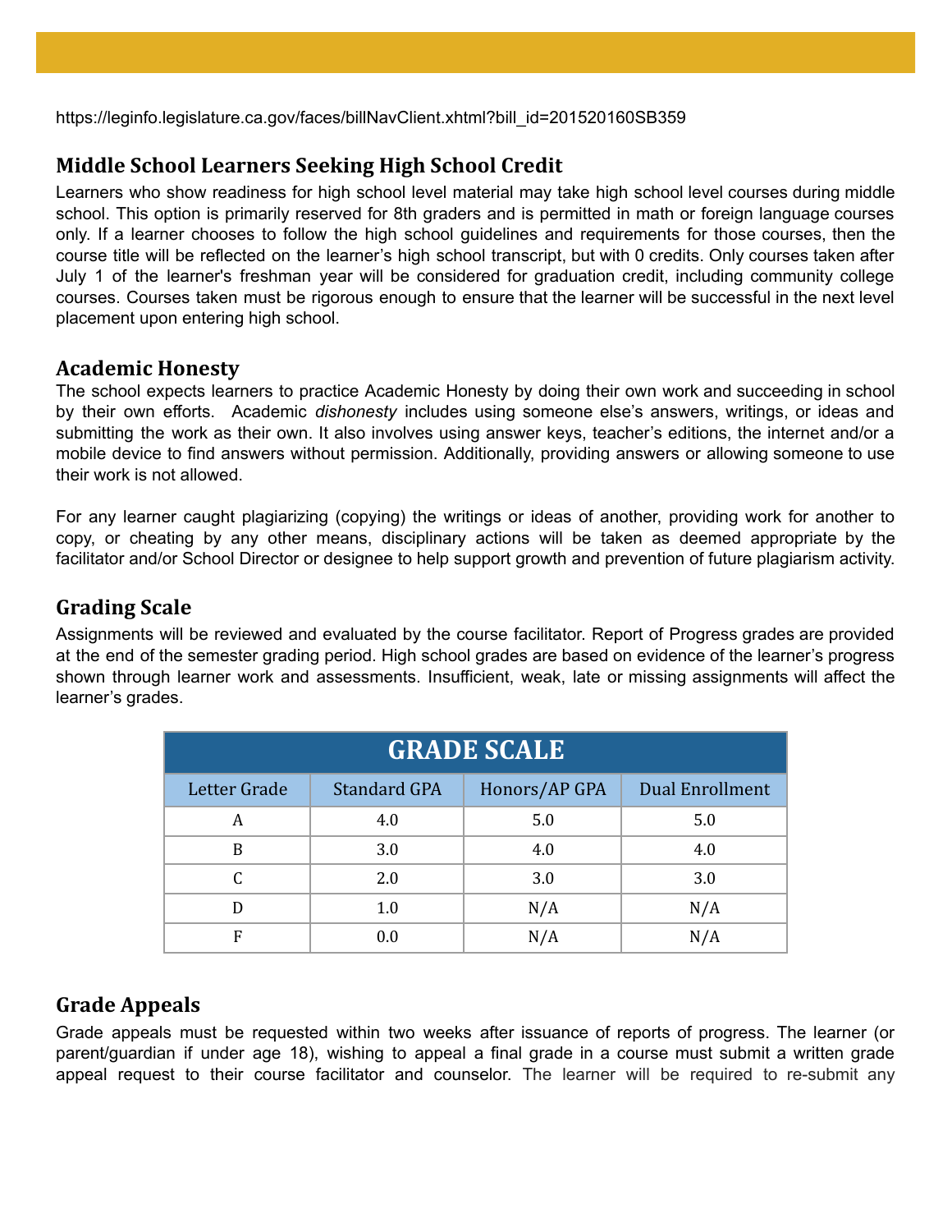https://leginfo.legislature.ca.gov/faces/billNavClient.xhtml?bill_id=201520160SB359

## Middle School Learners Seeking High School Credit

Learners who show readiness for high school level material may take high school level courses during middle school. This option is primarily reserved for 8th graders and is permitted in math or foreign language courses only. If a learner chooses to follow the high school guidelines and requirements for those courses, then the course title will be reflected on the learner's high school transcript, but with 0 credits. Only courses taken after July 1 of the learner's freshman year will be considered for graduation credit, including community college courses. Courses taken must be rigorous enough to ensure that the learner will be successful in the next level placement upon entering high school.

## Academic Honesty

The school expects learners to practice Academic Honesty by doing their own work and succeeding in school by their own efforts. Academic *dishonesty* includes using someone else's answers, writings, or ideas and submitting the work as their own. It also involves using answer keys, teacher's editions, the internet and/or a mobile device to find answers without permission. Additionally, providing answers or allowing someone to use their work is not allowed.

For any learner caught plagiarizing (copying) the writings or ideas of another, providing work for another to copy, or cheating by any other means, disciplinary actions will be taken as deemed appropriate by the facilitator and/or School Director or designee to help support growth and prevention of future plagiarism activity.

## Grading Scale

Assignments will be reviewed and evaluated by the course facilitator. Report of Progress grades are provided at the end of the semester grading period. High school grades are based on evidence of the learner's progress shown through learner work and assessments. Insufficient, weak, late or missing assignments will affect the learner's grades.

| GRADE SCALE | | | |
|---|---|---|---|
| Letter Grade | Standard GPA | Honors/AP GPA | Dual Enrollment |
| A | 4.0 | 5.0 | 5.0 |
| B | 3.0 | 4.0 | 4.0 |
| C | 2.0 | 3.0 | 3.0 |
| D | 1.0 | N/A | N/A |
| F | 0.0 | N/A | N/A |

## Grade Appeals

Grade appeals must be requested within two weeks after issuance of reports of progress. The learner (or parent/guardian if under age 18), wishing to appeal a final grade in a course must submit a written grade appeal request to their course facilitator and counselor. The learner will be required to re-submit any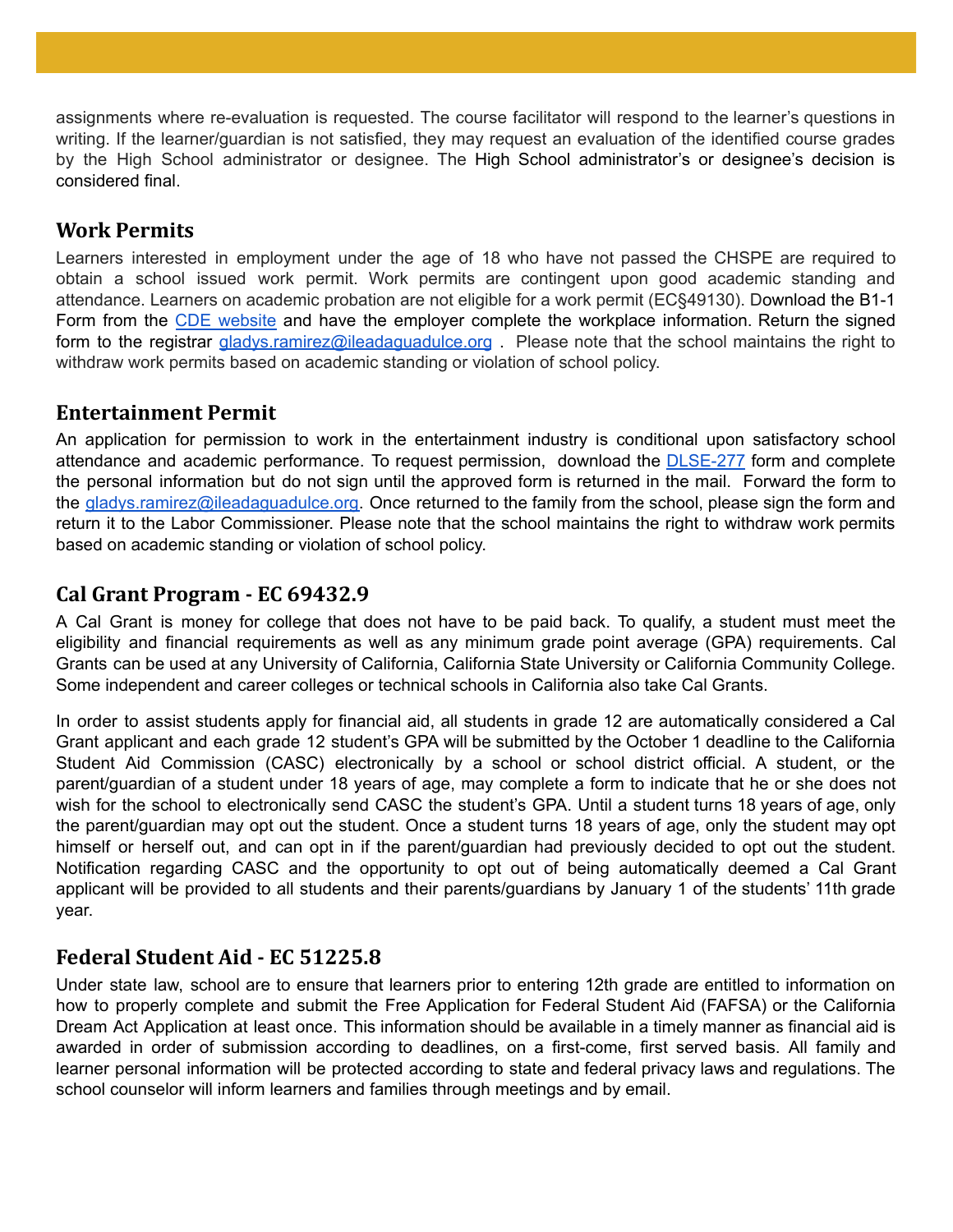assignments where re-evaluation is requested. The course facilitator will respond to the learner's questions in writing. If the learner/guardian is not satisfied, they may request an evaluation of the identified course grades by the High School administrator or designee. The High School administrator's or designee's decision is considered final.

## Work Permits

Learners interested in employment under the age of 18 who have not passed the CHSPE are required to obtain a school issued work permit. Work permits are contingent upon good academic standing and attendance. Learners on academic probation are not eligible for a work permit (EC§49130). Download the B1-1 Form from the [CDE website]() and have the employer complete the workplace information. Return the signed form to the registrar [gladys.ramirez@ileadaguadulce.org]() . Please note that the school maintains the right to withdraw work permits based on academic standing or violation of school policy.

## Entertainment Permit

An application for permission to work in the entertainment industry is conditional upon satisfactory school attendance and academic performance. To request permission, download the [DLSE-277]() form and complete the personal information but do not sign until the approved form is returned in the mail. Forward the form to the [gladys.ramirez@ileadaguadulce.org](). Once returned to the family from the school, please sign the form and return it to the Labor Commissioner. Please note that the school maintains the right to withdraw work permits based on academic standing or violation of school policy.

## Cal Grant Program - EC 69432.9

A Cal Grant is money for college that does not have to be paid back. To qualify, a student must meet the eligibility and financial requirements as well as any minimum grade point average (GPA) requirements. Cal Grants can be used at any University of California, California State University or California Community College. Some independent and career colleges or technical schools in California also take Cal Grants.

In order to assist students apply for financial aid, all students in grade 12 are automatically considered a Cal Grant applicant and each grade 12 student's GPA will be submitted by the October 1 deadline to the California Student Aid Commission (CASC) electronically by a school or school district official. A student, or the parent/guardian of a student under 18 years of age, may complete a form to indicate that he or she does not wish for the school to electronically send CASC the student's GPA. Until a student turns 18 years of age, only the parent/guardian may opt out the student. Once a student turns 18 years of age, only the student may opt himself or herself out, and can opt in if the parent/guardian had previously decided to opt out the student. Notification regarding CASC and the opportunity to opt out of being automatically deemed a Cal Grant applicant will be provided to all students and their parents/guardians by January 1 of the students' 11th grade year.

## Federal Student Aid - EC 51225.8

Under state law, school are to ensure that learners prior to entering 12th grade are entitled to information on how to properly complete and submit the Free Application for Federal Student Aid (FAFSA) or the California Dream Act Application at least once. This information should be available in a timely manner as financial aid is awarded in order of submission according to deadlines, on a first-come, first served basis. All family and learner personal information will be protected according to state and federal privacy laws and regulations. The school counselor will inform learners and families through meetings and by email.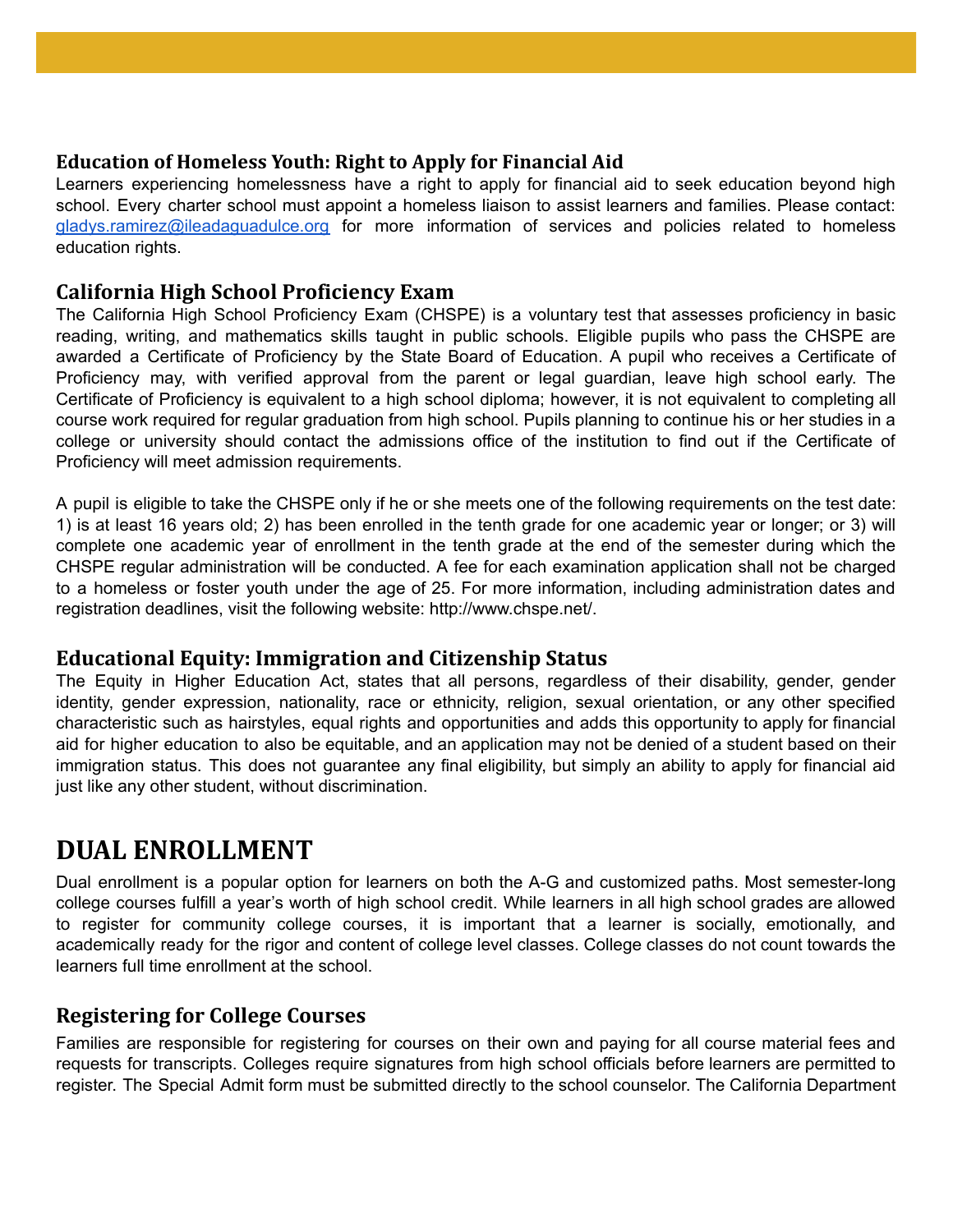### Education of Homeless Youth: Right to Apply for Financial Aid

Learners experiencing homelessness have a right to apply for financial aid to seek education beyond high school. Every charter school must appoint a homeless liaison to assist learners and families. Please contact: gladys.ramirez@ileadaguadulce.org for more information of services and policies related to homeless education rights.

### California High School Proficiency Exam

The California High School Proficiency Exam (CHSPE) is a voluntary test that assesses proficiency in basic reading, writing, and mathematics skills taught in public schools. Eligible pupils who pass the CHSPE are awarded a Certificate of Proficiency by the State Board of Education. A pupil who receives a Certificate of Proficiency may, with verified approval from the parent or legal guardian, leave high school early. The Certificate of Proficiency is equivalent to a high school diploma; however, it is not equivalent to completing all course work required for regular graduation from high school. Pupils planning to continue his or her studies in a college or university should contact the admissions office of the institution to find out if the Certificate of Proficiency will meet admission requirements.

A pupil is eligible to take the CHSPE only if he or she meets one of the following requirements on the test date: 1) is at least 16 years old; 2) has been enrolled in the tenth grade for one academic year or longer; or 3) will complete one academic year of enrollment in the tenth grade at the end of the semester during which the CHSPE regular administration will be conducted. A fee for each examination application shall not be charged to a homeless or foster youth under the age of 25. For more information, including administration dates and registration deadlines, visit the following website: http://www.chspe.net/.

### Educational Equity: Immigration and Citizenship Status

The Equity in Higher Education Act, states that all persons, regardless of their disability, gender, gender identity, gender expression, nationality, race or ethnicity, religion, sexual orientation, or any other specified characteristic such as hairstyles, equal rights and opportunities and adds this opportunity to apply for financial aid for higher education to also be equitable, and an application may not be denied of a student based on their immigration status. This does not guarantee any final eligibility, but simply an ability to apply for financial aid just like any other student, without discrimination.

## DUAL ENROLLMENT

Dual enrollment is a popular option for learners on both the A-G and customized paths. Most semester-long college courses fulfill a year's worth of high school credit. While learners in all high school grades are allowed to register for community college courses, it is important that a learner is socially, emotionally, and academically ready for the rigor and content of college level classes. College classes do not count towards the learners full time enrollment at the school.

### Registering for College Courses

Families are responsible for registering for courses on their own and paying for all course material fees and requests for transcripts. Colleges require signatures from high school officials before learners are permitted to register. The Special Admit form must be submitted directly to the school counselor. The California Department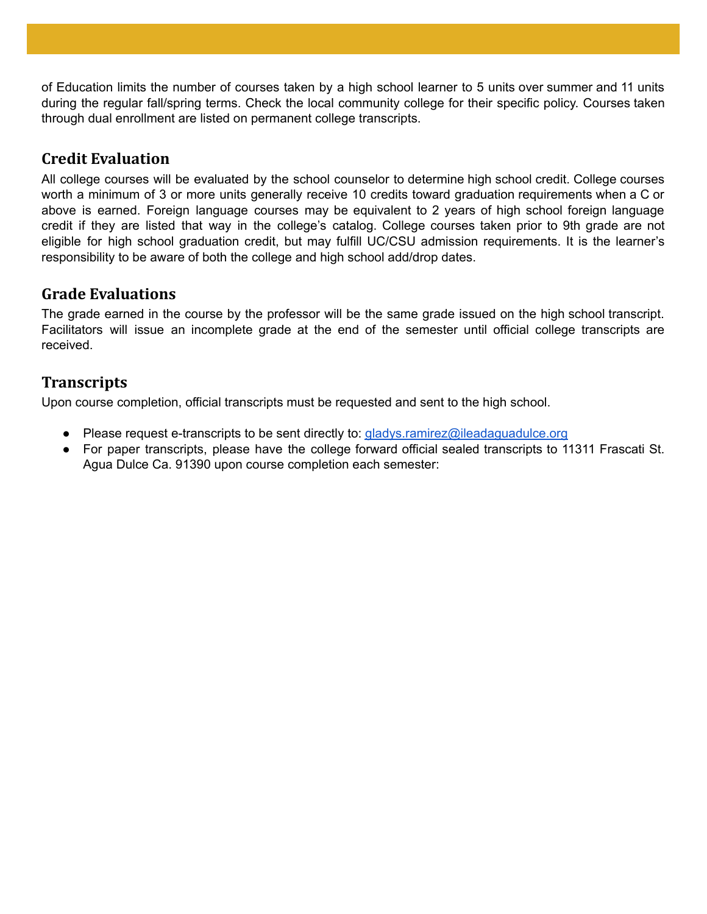of Education limits the number of courses taken by a high school learner to 5 units over summer and 11 units during the regular fall/spring terms. Check the local community college for their specific policy. Courses taken through dual enrollment are listed on permanent college transcripts.

## Credit Evaluation

All college courses will be evaluated by the school counselor to determine high school credit. College courses worth a minimum of 3 or more units generally receive 10 credits toward graduation requirements when a C or above is earned. Foreign language courses may be equivalent to 2 years of high school foreign language credit if they are listed that way in the college's catalog. College courses taken prior to 9th grade are not eligible for high school graduation credit, but may fulfill UC/CSU admission requirements. It is the learner's responsibility to be aware of both the college and high school add/drop dates.

## Grade Evaluations

The grade earned in the course by the professor will be the same grade issued on the high school transcript. Facilitators will issue an incomplete grade at the end of the semester until official college transcripts are received.

## Transcripts

Upon course completion, official transcripts must be requested and sent to the high school.

- Please request e-transcripts to be sent directly to: gladys.ramirez@ileadaguadulce.org
- For paper transcripts, please have the college forward official sealed transcripts to 11311 Frascati St. Agua Dulce Ca. 91390 upon course completion each semester: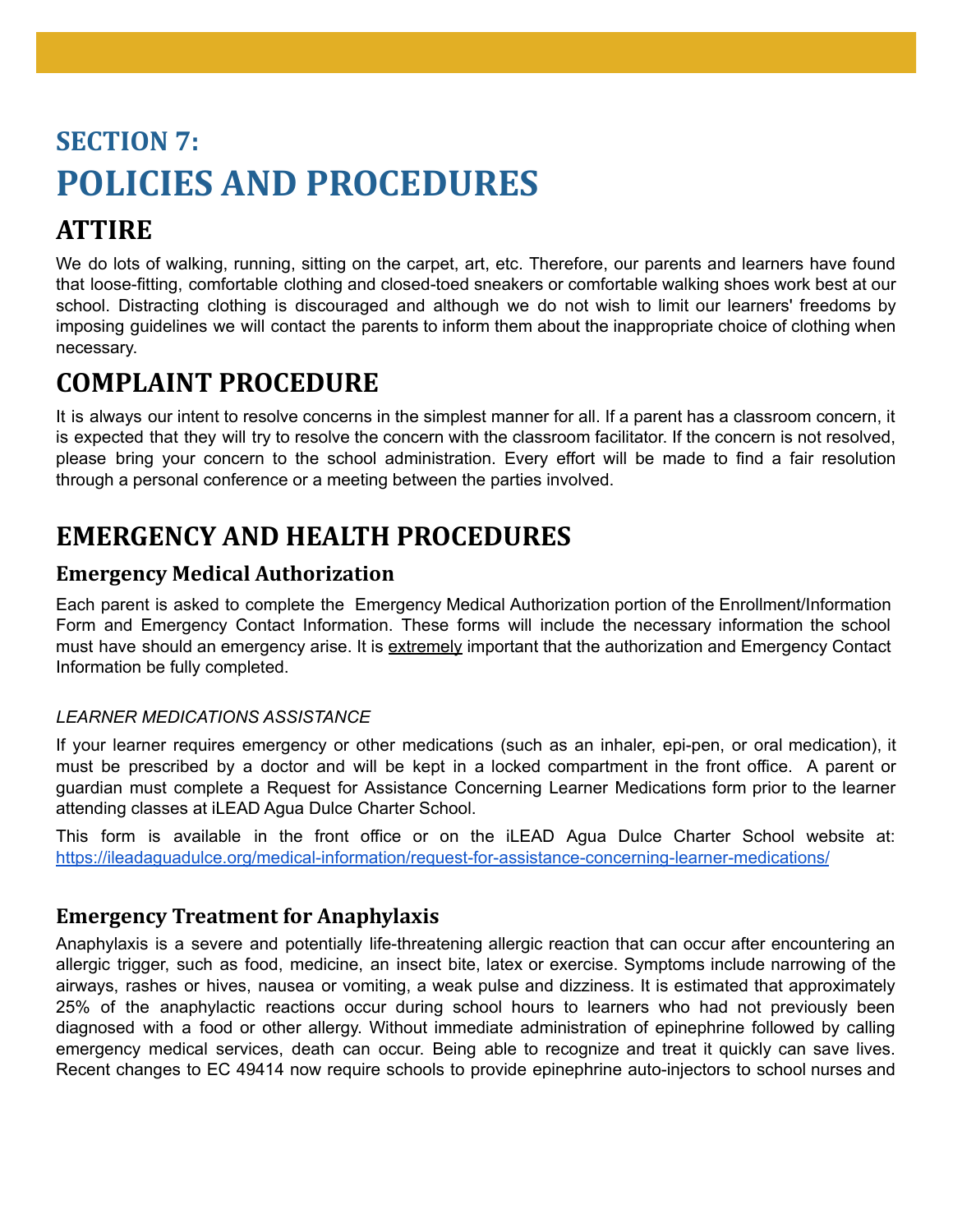# SECTION 7:

# POLICIES AND PROCEDURES

## ATTIRE

We do lots of walking, running, sitting on the carpet, art, etc. Therefore, our parents and learners have found that loose-fitting, comfortable clothing and closed-toed sneakers or comfortable walking shoes work best at our school. Distracting clothing is discouraged and although we do not wish to limit our learners' freedoms by imposing guidelines we will contact the parents to inform them about the inappropriate choice of clothing when necessary.

## COMPLAINT PROCEDURE

It is always our intent to resolve concerns in the simplest manner for all. If a parent has a classroom concern, it is expected that they will try to resolve the concern with the classroom facilitator. If the concern is not resolved, please bring your concern to the school administration. Every effort will be made to find a fair resolution through a personal conference or a meeting between the parties involved.

## EMERGENCY AND HEALTH PROCEDURES

### Emergency Medical Authorization

Each parent is asked to complete the Emergency Medical Authorization portion of the Enrollment/Information Form and Emergency Contact Information. These forms will include the necessary information the school must have should an emergency arise. It is <u>extremely</u> important that the authorization and Emergency Contact Information be fully completed.

#### *LEARNER MEDICATIONS ASSISTANCE*

If your learner requires emergency or other medications (such as an inhaler, epi-pen, or oral medication), it must be prescribed by a doctor and will be kept in a locked compartment in the front office. A parent or guardian must complete a Request for Assistance Concerning Learner Medications form prior to the learner attending classes at iLEAD Agua Dulce Charter School.

This form is available in the front office or on the iLEAD Agua Dulce Charter School website at: https://ileadaguadulce.org/medical-information/request-for-assistance-concerning-learner-medications/

### Emergency Treatment for Anaphylaxis

Anaphylaxis is a severe and potentially life-threatening allergic reaction that can occur after encountering an allergic trigger, such as food, medicine, an insect bite, latex or exercise. Symptoms include narrowing of the airways, rashes or hives, nausea or vomiting, a weak pulse and dizziness. It is estimated that approximately 25% of the anaphylactic reactions occur during school hours to learners who had not previously been diagnosed with a food or other allergy. Without immediate administration of epinephrine followed by calling emergency medical services, death can occur. Being able to recognize and treat it quickly can save lives. Recent changes to EC 49414 now require schools to provide epinephrine auto-injectors to school nurses and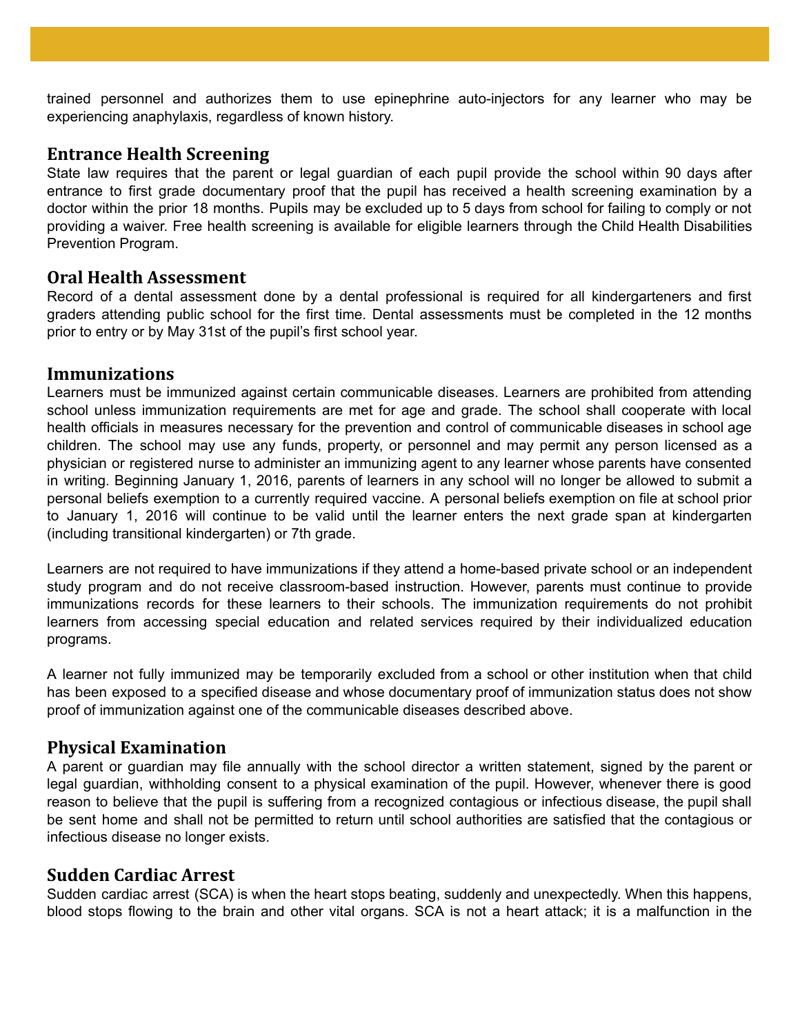trained personnel and authorizes them to use epinephrine auto-injectors for any learner who may be experiencing anaphylaxis, regardless of known history.

## Entrance Health Screening

State law requires that the parent or legal guardian of each pupil provide the school within 90 days after entrance to first grade documentary proof that the pupil has received a health screening examination by a doctor within the prior 18 months. Pupils may be excluded up to 5 days from school for failing to comply or not providing a waiver. Free health screening is available for eligible learners through the Child Health Disabilities Prevention Program.

## Oral Health Assessment

Record of a dental assessment done by a dental professional is required for all kindergarteners and first graders attending public school for the first time. Dental assessments must be completed in the 12 months prior to entry or by May 31st of the pupil's first school year.

## Immunizations

Learners must be immunized against certain communicable diseases. Learners are prohibited from attending school unless immunization requirements are met for age and grade. The school shall cooperate with local health officials in measures necessary for the prevention and control of communicable diseases in school age children. The school may use any funds, property, or personnel and may permit any person licensed as a physician or registered nurse to administer an immunizing agent to any learner whose parents have consented in writing. Beginning January 1, 2016, parents of learners in any school will no longer be allowed to submit a personal beliefs exemption to a currently required vaccine. A personal beliefs exemption on file at school prior to January 1, 2016 will continue to be valid until the learner enters the next grade span at kindergarten (including transitional kindergarten) or 7th grade.

Learners are not required to have immunizations if they attend a home-based private school or an independent study program and do not receive classroom-based instruction. However, parents must continue to provide immunizations records for these learners to their schools. The immunization requirements do not prohibit learners from accessing special education and related services required by their individualized education programs.

A learner not fully immunized may be temporarily excluded from a school or other institution when that child has been exposed to a specified disease and whose documentary proof of immunization status does not show proof of immunization against one of the communicable diseases described above.

## Physical Examination

A parent or guardian may file annually with the school director a written statement, signed by the parent or legal guardian, withholding consent to a physical examination of the pupil. However, whenever there is good reason to believe that the pupil is suffering from a recognized contagious or infectious disease, the pupil shall be sent home and shall not be permitted to return until school authorities are satisfied that the contagious or infectious disease no longer exists.

## Sudden Cardiac Arrest

Sudden cardiac arrest (SCA) is when the heart stops beating, suddenly and unexpectedly. When this happens, blood stops flowing to the brain and other vital organs. SCA is not a heart attack; it is a malfunction in the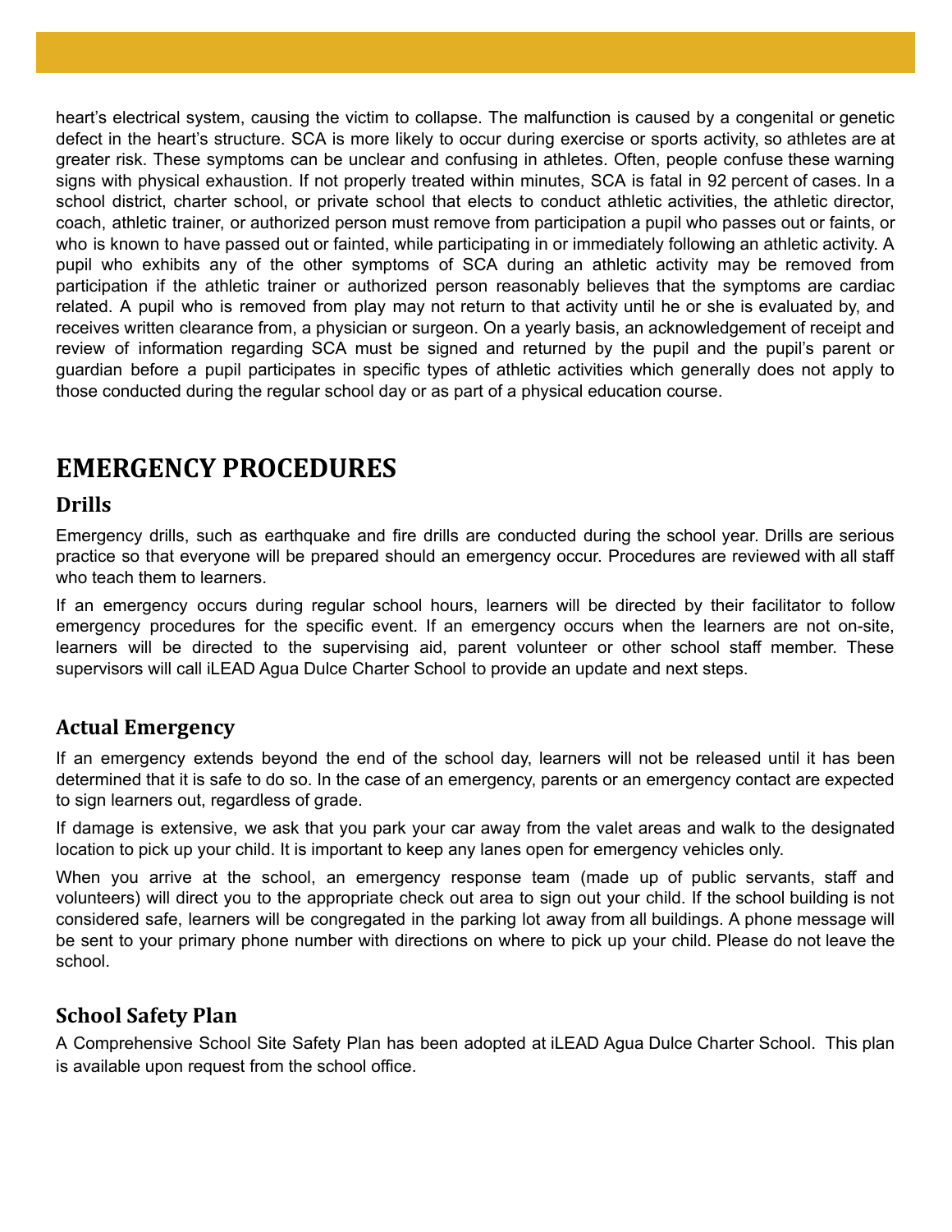heart's electrical system, causing the victim to collapse. The malfunction is caused by a congenital or genetic defect in the heart's structure. SCA is more likely to occur during exercise or sports activity, so athletes are at greater risk. These symptoms can be unclear and confusing in athletes. Often, people confuse these warning signs with physical exhaustion. If not properly treated within minutes, SCA is fatal in 92 percent of cases. In a school district, charter school, or private school that elects to conduct athletic activities, the athletic director, coach, athletic trainer, or authorized person must remove from participation a pupil who passes out or faints, or who is known to have passed out or fainted, while participating in or immediately following an athletic activity. A pupil who exhibits any of the other symptoms of SCA during an athletic activity may be removed from participation if the athletic trainer or authorized person reasonably believes that the symptoms are cardiac related. A pupil who is removed from play may not return to that activity until he or she is evaluated by, and receives written clearance from, a physician or surgeon. On a yearly basis, an acknowledgement of receipt and review of information regarding SCA must be signed and returned by the pupil and the pupil's parent or guardian before a pupil participates in specific types of athletic activities which generally does not apply to those conducted during the regular school day or as part of a physical education course.

# EMERGENCY PROCEDURES

## Drills

Emergency drills, such as earthquake and fire drills are conducted during the school year. Drills are serious practice so that everyone will be prepared should an emergency occur. Procedures are reviewed with all staff who teach them to learners.

If an emergency occurs during regular school hours, learners will be directed by their facilitator to follow emergency procedures for the specific event. If an emergency occurs when the learners are not on-site, learners will be directed to the supervising aid, parent volunteer or other school staff member. These supervisors will call iLEAD Agua Dulce Charter School to provide an update and next steps.

## Actual Emergency

If an emergency extends beyond the end of the school day, learners will not be released until it has been determined that it is safe to do so. In the case of an emergency, parents or an emergency contact are expected to sign learners out, regardless of grade.

If damage is extensive, we ask that you park your car away from the valet areas and walk to the designated location to pick up your child. It is important to keep any lanes open for emergency vehicles only.

When you arrive at the school, an emergency response team (made up of public servants, staff and volunteers) will direct you to the appropriate check out area to sign out your child. If the school building is not considered safe, learners will be congregated in the parking lot away from all buildings. A phone message will be sent to your primary phone number with directions on where to pick up your child. Please do not leave the school.

## School Safety Plan

A Comprehensive School Site Safety Plan has been adopted at iLEAD Agua Dulce Charter School. This plan is available upon request from the school office.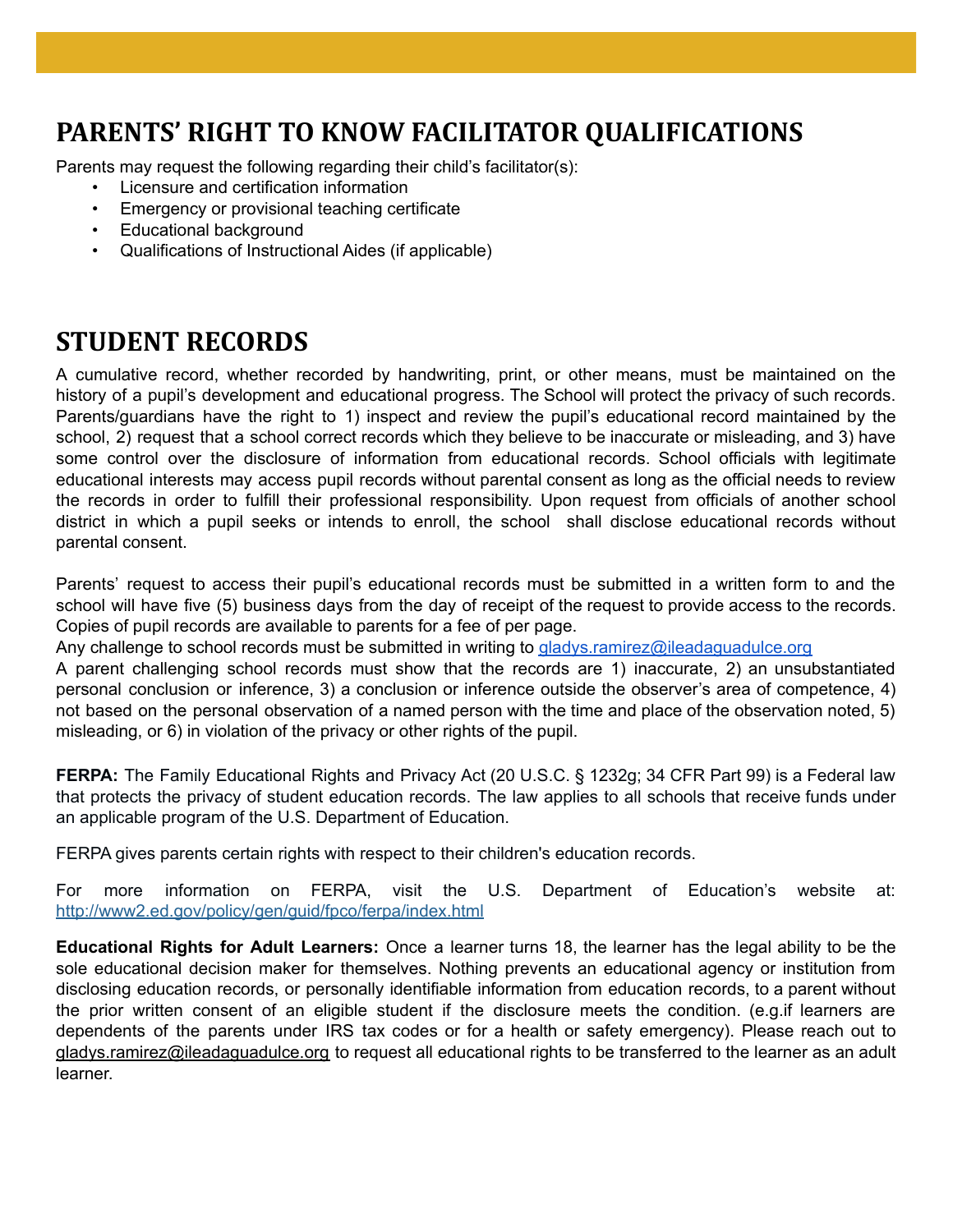## PARENTS' RIGHT TO KNOW FACILITATOR QUALIFICATIONS

Parents may request the following regarding their child's facilitator(s):

- Licensure and certification information
- Emergency or provisional teaching certificate
- Educational background
- Qualifications of Instructional Aides (if applicable)

## STUDENT RECORDS

A cumulative record, whether recorded by handwriting, print, or other means, must be maintained on the history of a pupil's development and educational progress. The School will protect the privacy of such records. Parents/guardians have the right to 1) inspect and review the pupil's educational record maintained by the school, 2) request that a school correct records which they believe to be inaccurate or misleading, and 3) have some control over the disclosure of information from educational records. School officials with legitimate educational interests may access pupil records without parental consent as long as the official needs to review the records in order to fulfill their professional responsibility. Upon request from officials of another school district in which a pupil seeks or intends to enroll, the school shall disclose educational records without parental consent.

Parents' request to access their pupil's educational records must be submitted in a written form to and the school will have five (5) business days from the day of receipt of the request to provide access to the records. Copies of pupil records are available to parents for a fee of per page.
Any challenge to school records must be submitted in writing to gladys.ramirez@ileadaguadulce.org
A parent challenging school records must show that the records are 1) inaccurate, 2) an unsubstantiated personal conclusion or inference, 3) a conclusion or inference outside the observer's area of competence, 4) not based on the personal observation of a named person with the time and place of the observation noted, 5) misleading, or 6) in violation of the privacy or other rights of the pupil.

**FERPA:** The Family Educational Rights and Privacy Act (20 U.S.C. § 1232g; 34 CFR Part 99) is a Federal law that protects the privacy of student education records. The law applies to all schools that receive funds under an applicable program of the U.S. Department of Education.

FERPA gives parents certain rights with respect to their children's education records.

For more information on FERPA, visit the U.S. Department of Education's website at: http://www2.ed.gov/policy/gen/guid/fpco/ferpa/index.html

**Educational Rights for Adult Learners:** Once a learner turns 18, the learner has the legal ability to be the sole educational decision maker for themselves. Nothing prevents an educational agency or institution from disclosing education records, or personally identifiable information from education records, to a parent without the prior written consent of an eligible student if the disclosure meets the condition. (e.g.if learners are dependents of the parents under IRS tax codes or for a health or safety emergency). Please reach out to gladys.ramirez@ileadaguadulce.org to request all educational rights to be transferred to the learner as an adult learner.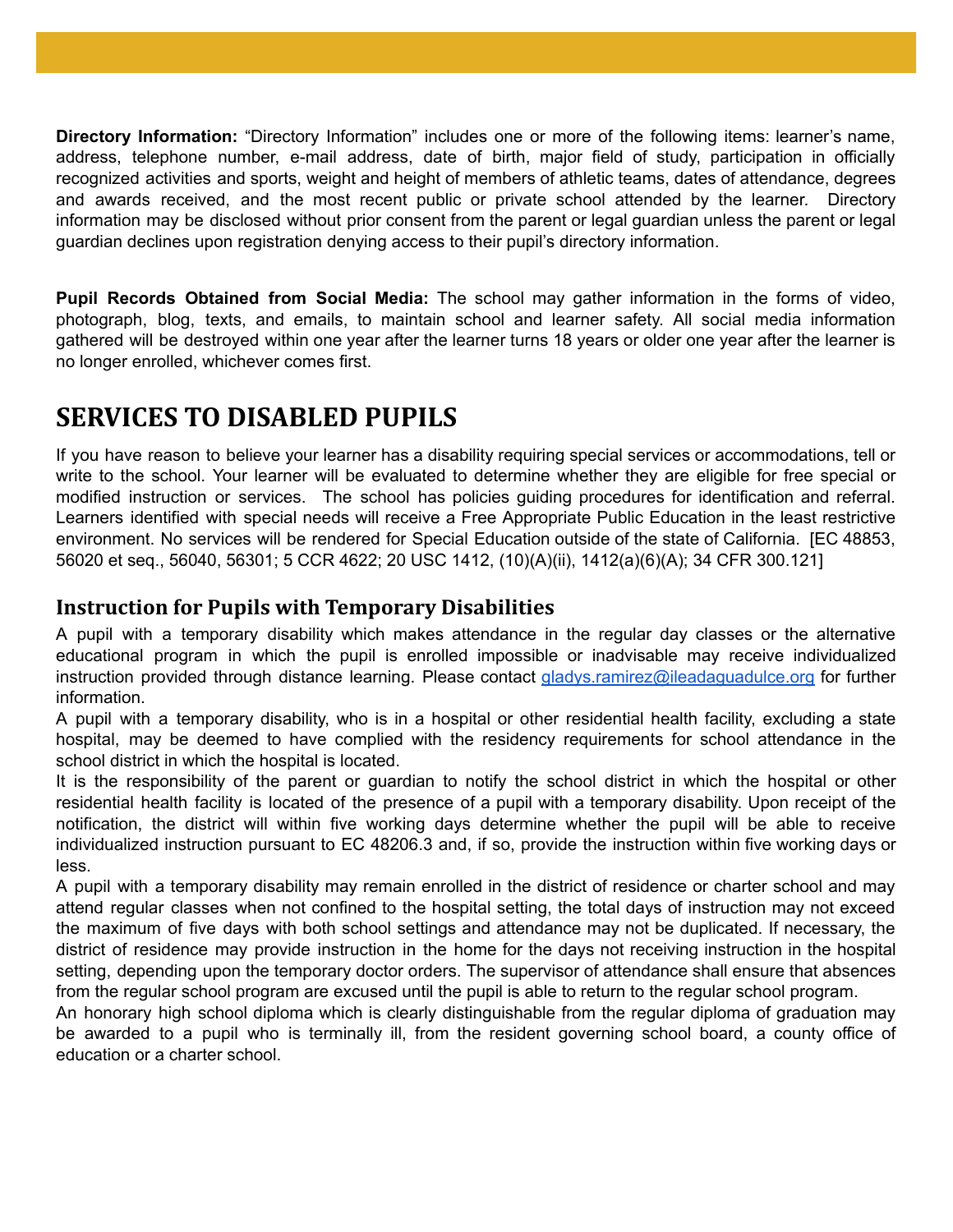**Directory Information:** "Directory Information" includes one or more of the following items: learner's name, address, telephone number, e-mail address, date of birth, major field of study, participation in officially recognized activities and sports, weight and height of members of athletic teams, dates of attendance, degrees and awards received, and the most recent public or private school attended by the learner. Directory information may be disclosed without prior consent from the parent or legal guardian unless the parent or legal guardian declines upon registration denying access to their pupil's directory information.

**Pupil Records Obtained from Social Media:** The school may gather information in the forms of video, photograph, blog, texts, and emails, to maintain school and learner safety. All social media information gathered will be destroyed within one year after the learner turns 18 years or older one year after the learner is no longer enrolled, whichever comes first.

# SERVICES TO DISABLED PUPILS

If you have reason to believe your learner has a disability requiring special services or accommodations, tell or write to the school. Your learner will be evaluated to determine whether they are eligible for free special or modified instruction or services. The school has policies guiding procedures for identification and referral. Learners identified with special needs will receive a Free Appropriate Public Education in the least restrictive environment. No services will be rendered for Special Education outside of the state of California. [EC 48853, 56020 et seq., 56040, 56301; 5 CCR 4622; 20 USC 1412, (10)(A)(ii), 1412(a)(6)(A); 34 CFR 300.121]

## Instruction for Pupils with Temporary Disabilities

A pupil with a temporary disability which makes attendance in the regular day classes or the alternative educational program in which the pupil is enrolled impossible or inadvisable may receive individualized instruction provided through distance learning. Please contact gladys.ramirez@ileadaguadulce.org for further information.

A pupil with a temporary disability, who is in a hospital or other residential health facility, excluding a state hospital, may be deemed to have complied with the residency requirements for school attendance in the school district in which the hospital is located.

It is the responsibility of the parent or guardian to notify the school district in which the hospital or other residential health facility is located of the presence of a pupil with a temporary disability. Upon receipt of the notification, the district will within five working days determine whether the pupil will be able to receive individualized instruction pursuant to EC 48206.3 and, if so, provide the instruction within five working days or less.

A pupil with a temporary disability may remain enrolled in the district of residence or charter school and may attend regular classes when not confined to the hospital setting, the total days of instruction may not exceed the maximum of five days with both school settings and attendance may not be duplicated. If necessary, the district of residence may provide instruction in the home for the days not receiving instruction in the hospital setting, depending upon the temporary doctor orders. The supervisor of attendance shall ensure that absences from the regular school program are excused until the pupil is able to return to the regular school program.

An honorary high school diploma which is clearly distinguishable from the regular diploma of graduation may be awarded to a pupil who is terminally ill, from the resident governing school board, a county office of education or a charter school.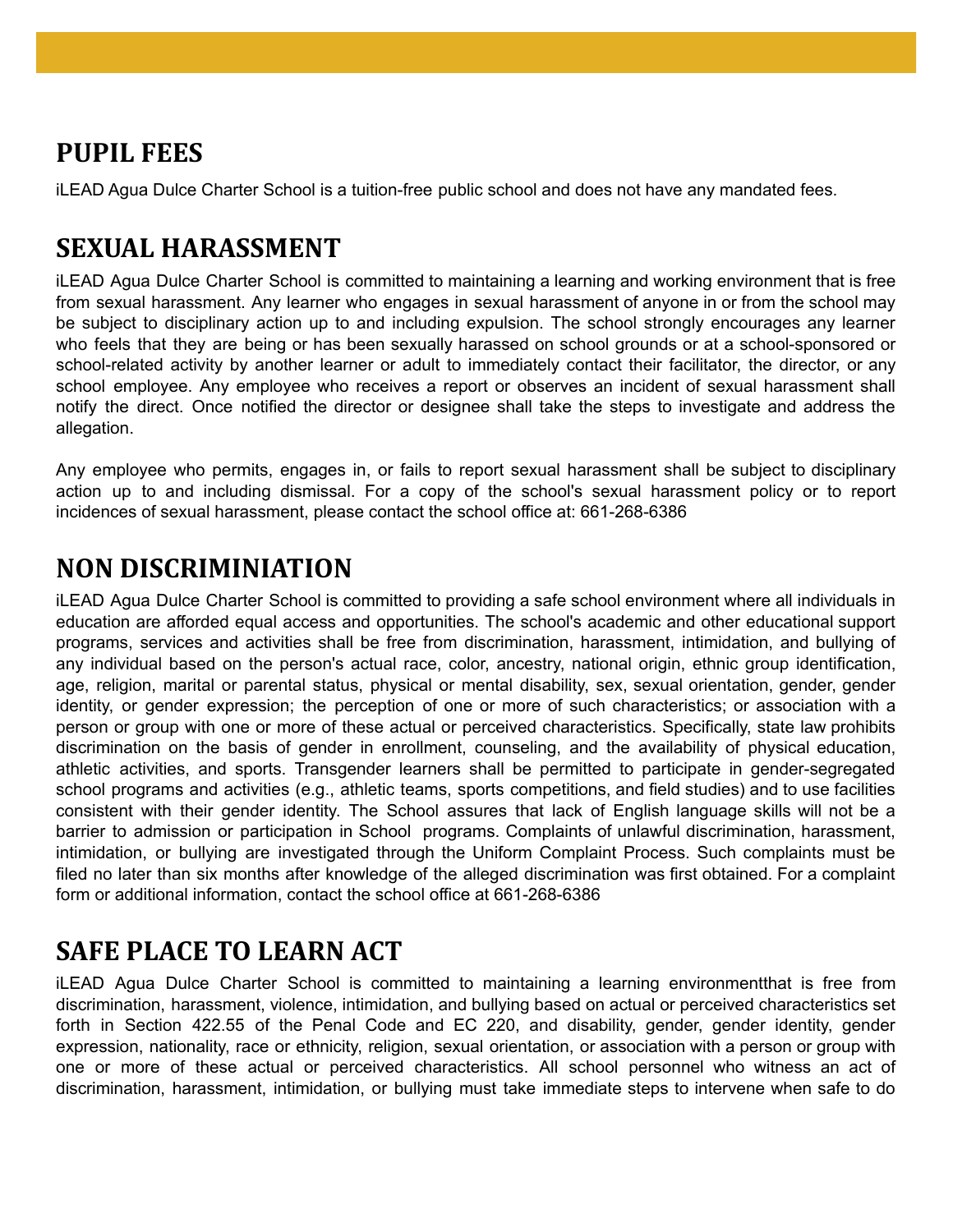## PUPIL FEES

iLEAD Agua Dulce Charter School is a tuition-free public school and does not have any mandated fees.

## SEXUAL HARASSMENT

iLEAD Agua Dulce Charter School is committed to maintaining a learning and working environment that is free from sexual harassment. Any learner who engages in sexual harassment of anyone in or from the school may be subject to disciplinary action up to and including expulsion. The school strongly encourages any learner who feels that they are being or has been sexually harassed on school grounds or at a school-sponsored or school-related activity by another learner or adult to immediately contact their facilitator, the director, or any school employee. Any employee who receives a report or observes an incident of sexual harassment shall notify the direct. Once notified the director or designee shall take the steps to investigate and address the allegation.

Any employee who permits, engages in, or fails to report sexual harassment shall be subject to disciplinary action up to and including dismissal. For a copy of the school's sexual harassment policy or to report incidences of sexual harassment, please contact the school office at: 661-268-6386

## NON DISCRIMINIATION

iLEAD Agua Dulce Charter School is committed to providing a safe school environment where all individuals in education are afforded equal access and opportunities. The school's academic and other educational support programs, services and activities shall be free from discrimination, harassment, intimidation, and bullying of any individual based on the person's actual race, color, ancestry, national origin, ethnic group identification, age, religion, marital or parental status, physical or mental disability, sex, sexual orientation, gender, gender identity, or gender expression; the perception of one or more of such characteristics; or association with a person or group with one or more of these actual or perceived characteristics. Specifically, state law prohibits discrimination on the basis of gender in enrollment, counseling, and the availability of physical education, athletic activities, and sports. Transgender learners shall be permitted to participate in gender-segregated school programs and activities (e.g., athletic teams, sports competitions, and field studies) and to use facilities consistent with their gender identity. The School assures that lack of English language skills will not be a barrier to admission or participation in School programs. Complaints of unlawful discrimination, harassment, intimidation, or bullying are investigated through the Uniform Complaint Process. Such complaints must be filed no later than six months after knowledge of the alleged discrimination was first obtained. For a complaint form or additional information, contact the school office at 661-268-6386

## SAFE PLACE TO LEARN ACT

iLEAD Agua Dulce Charter School is committed to maintaining a learning environmentthat is free from discrimination, harassment, violence, intimidation, and bullying based on actual or perceived characteristics set forth in Section 422.55 of the Penal Code and EC 220, and disability, gender, gender identity, gender expression, nationality, race or ethnicity, religion, sexual orientation, or association with a person or group with one or more of these actual or perceived characteristics. All school personnel who witness an act of discrimination, harassment, intimidation, or bullying must take immediate steps to intervene when safe to do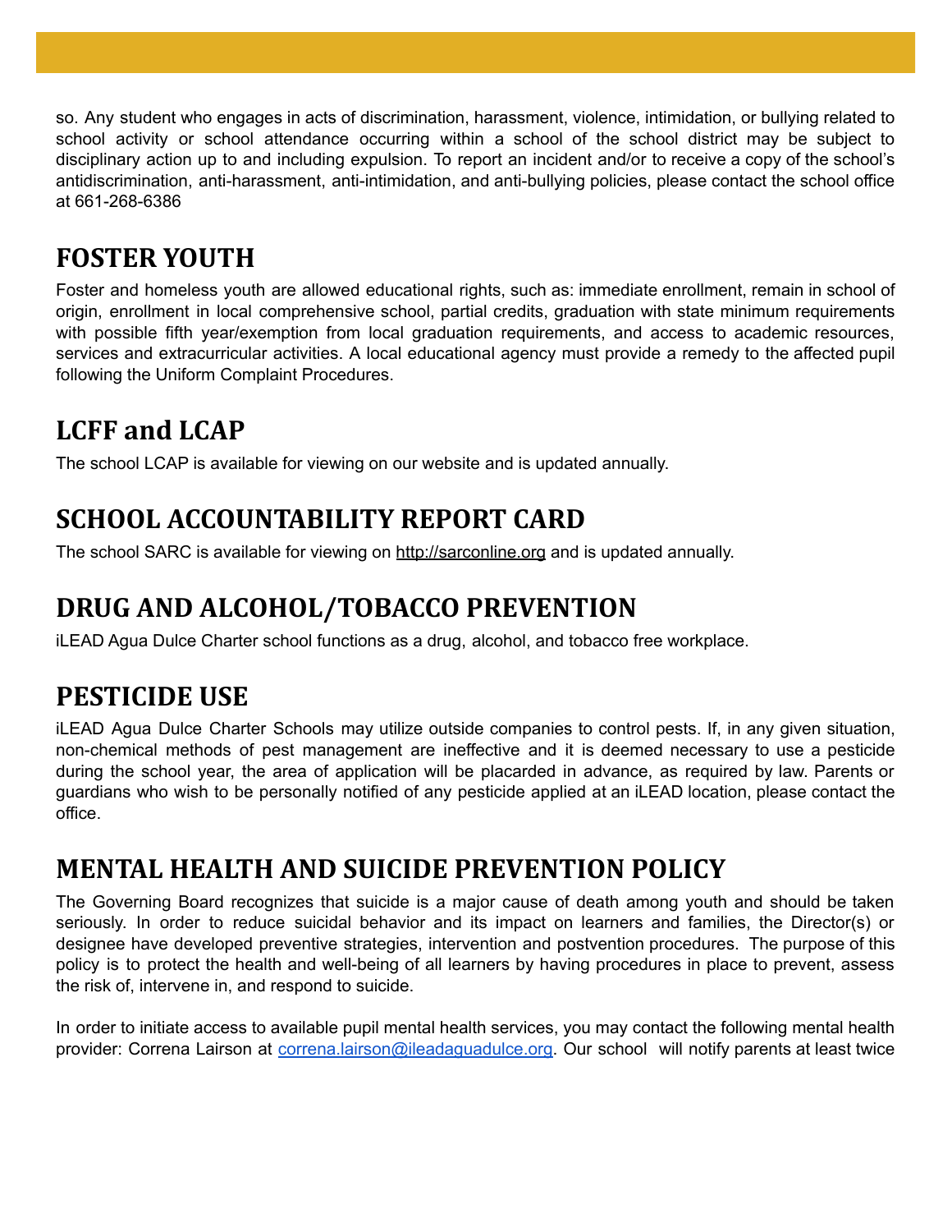so. Any student who engages in acts of discrimination, harassment, violence, intimidation, or bullying related to school activity or school attendance occurring within a school of the school district may be subject to disciplinary action up to and including expulsion. To report an incident and/or to receive a copy of the school's antidiscrimination, anti-harassment, anti-intimidation, and anti-bullying policies, please contact the school office at 661-268-6386

## FOSTER YOUTH

Foster and homeless youth are allowed educational rights, such as: immediate enrollment, remain in school of origin, enrollment in local comprehensive school, partial credits, graduation with state minimum requirements with possible fifth year/exemption from local graduation requirements, and access to academic resources, services and extracurricular activities. A local educational agency must provide a remedy to the affected pupil following the Uniform Complaint Procedures.

## LCFF and LCAP

The school LCAP is available for viewing on our website and is updated annually.

## SCHOOL ACCOUNTABILITY REPORT CARD

The school SARC is available for viewing on http://sarconline.org and is updated annually.

## DRUG AND ALCOHOL/TOBACCO PREVENTION

iLEAD Agua Dulce Charter school functions as a drug, alcohol, and tobacco free workplace.

## PESTICIDE USE

iLEAD Agua Dulce Charter Schools may utilize outside companies to control pests. If, in any given situation, non-chemical methods of pest management are ineffective and it is deemed necessary to use a pesticide during the school year, the area of application will be placarded in advance, as required by law. Parents or guardians who wish to be personally notified of any pesticide applied at an iLEAD location, please contact the office.

## MENTAL HEALTH AND SUICIDE PREVENTION POLICY

The Governing Board recognizes that suicide is a major cause of death among youth and should be taken seriously. In order to reduce suicidal behavior and its impact on learners and families, the Director(s) or designee have developed preventive strategies, intervention and postvention procedures. The purpose of this policy is to protect the health and well-being of all learners by having procedures in place to prevent, assess the risk of, intervene in, and respond to suicide.

In order to initiate access to available pupil mental health services, you may contact the following mental health provider: Correna Lairson at correna.lairson@ileaduaguadulce.org. Our school will notify parents at least twice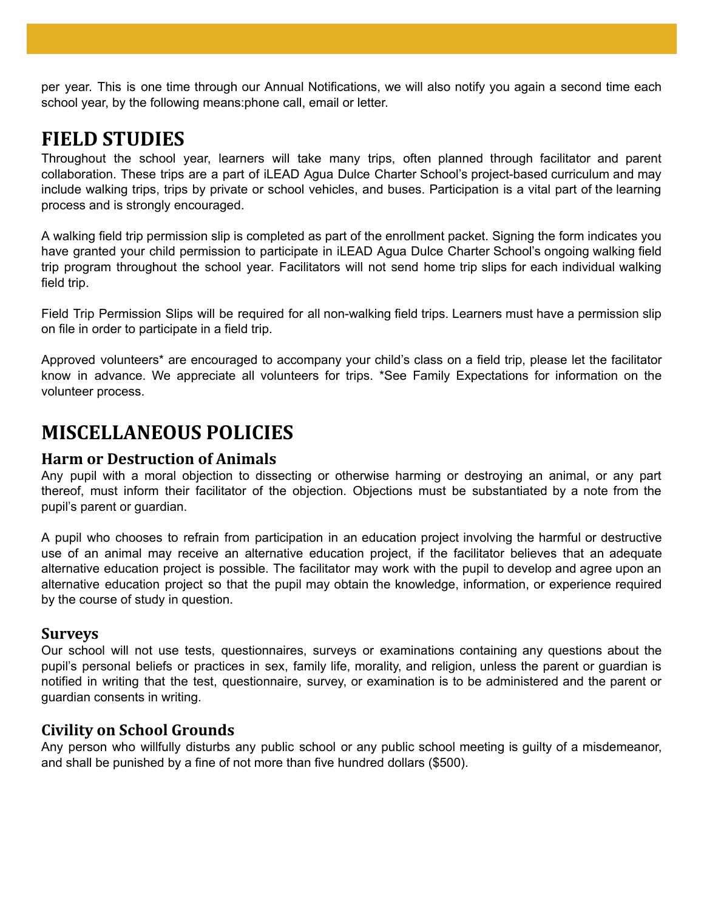per year. This is one time through our Annual Notifications, we will also notify you again a second time each school year, by the following means:phone call, email or letter.

## FIELD STUDIES

Throughout the school year, learners will take many trips, often planned through facilitator and parent collaboration. These trips are a part of iLEAD Agua Dulce Charter School's project-based curriculum and may include walking trips, trips by private or school vehicles, and buses. Participation is a vital part of the learning process and is strongly encouraged.

A walking field trip permission slip is completed as part of the enrollment packet. Signing the form indicates you have granted your child permission to participate in iLEAD Agua Dulce Charter School's ongoing walking field trip program throughout the school year. Facilitators will not send home trip slips for each individual walking field trip.

Field Trip Permission Slips will be required for all non-walking field trips. Learners must have a permission slip on file in order to participate in a field trip.

Approved volunteers* are encouraged to accompany your child's class on a field trip, please let the facilitator know in advance. We appreciate all volunteers for trips. *See Family Expectations for information on the volunteer process.

## MISCELLANEOUS POLICIES

### Harm or Destruction of Animals

Any pupil with a moral objection to dissecting or otherwise harming or destroying an animal, or any part thereof, must inform their facilitator of the objection. Objections must be substantiated by a note from the pupil's parent or guardian.

A pupil who chooses to refrain from participation in an education project involving the harmful or destructive use of an animal may receive an alternative education project, if the facilitator believes that an adequate alternative education project is possible. The facilitator may work with the pupil to develop and agree upon an alternative education project so that the pupil may obtain the knowledge, information, or experience required by the course of study in question.

### Surveys

Our school will not use tests, questionnaires, surveys or examinations containing any questions about the pupil's personal beliefs or practices in sex, family life, morality, and religion, unless the parent or guardian is notified in writing that the test, questionnaire, survey, or examination is to be administered and the parent or guardian consents in writing.

### Civility on School Grounds

Any person who willfully disturbs any public school or any public school meeting is guilty of a misdemeanor, and shall be punished by a fine of not more than five hundred dollars ($500).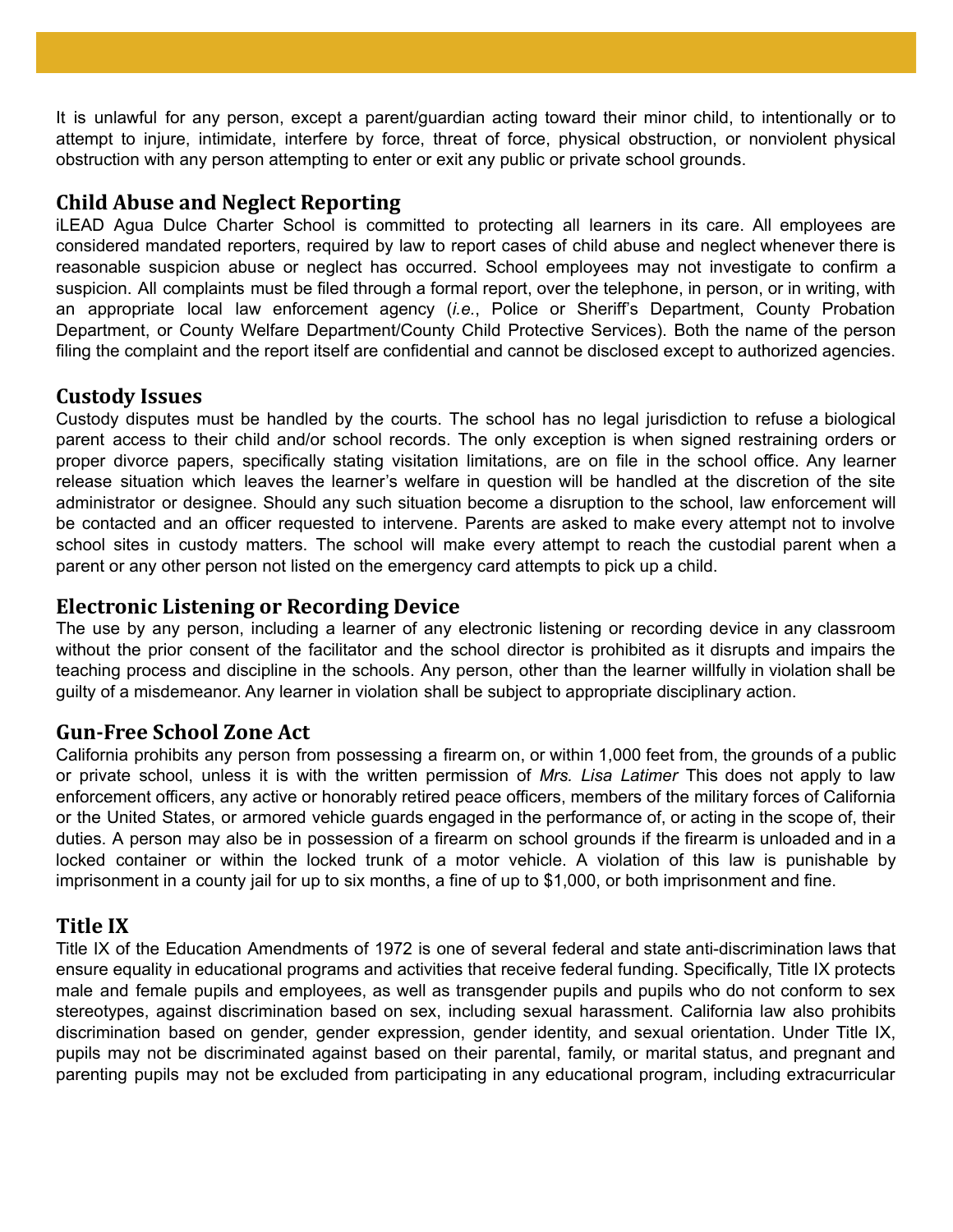It is unlawful for any person, except a parent/guardian acting toward their minor child, to intentionally or to attempt to injure, intimidate, interfere by force, threat of force, physical obstruction, or nonviolent physical obstruction with any person attempting to enter or exit any public or private school grounds.

## Child Abuse and Neglect Reporting

iLEAD Agua Dulce Charter School is committed to protecting all learners in its care. All employees are considered mandated reporters, required by law to report cases of child abuse and neglect whenever there is reasonable suspicion abuse or neglect has occurred. School employees may not investigate to confirm a suspicion. All complaints must be filed through a formal report, over the telephone, in person, or in writing, with an appropriate local law enforcement agency (*i.e.*, Police or Sheriff's Department, County Probation Department, or County Welfare Department/County Child Protective Services). Both the name of the person filing the complaint and the report itself are confidential and cannot be disclosed except to authorized agencies.

## Custody Issues

Custody disputes must be handled by the courts. The school has no legal jurisdiction to refuse a biological parent access to their child and/or school records. The only exception is when signed restraining orders or proper divorce papers, specifically stating visitation limitations, are on file in the school office. Any learner release situation which leaves the learner's welfare in question will be handled at the discretion of the site administrator or designee. Should any such situation become a disruption to the school, law enforcement will be contacted and an officer requested to intervene. Parents are asked to make every attempt not to involve school sites in custody matters. The school will make every attempt to reach the custodial parent when a parent or any other person not listed on the emergency card attempts to pick up a child.

## Electronic Listening or Recording Device

The use by any person, including a learner of any electronic listening or recording device in any classroom without the prior consent of the facilitator and the school director is prohibited as it disrupts and impairs the teaching process and discipline in the schools. Any person, other than the learner willfully in violation shall be guilty of a misdemeanor. Any learner in violation shall be subject to appropriate disciplinary action.

## Gun-Free School Zone Act

California prohibits any person from possessing a firearm on, or within 1,000 feet from, the grounds of a public or private school, unless it is with the written permission of *Mrs. Lisa Latimer* This does not apply to law enforcement officers, any active or honorably retired peace officers, members of the military forces of California or the United States, or armored vehicle guards engaged in the performance of, or acting in the scope of, their duties. A person may also be in possession of a firearm on school grounds if the firearm is unloaded and in a locked container or within the locked trunk of a motor vehicle. A violation of this law is punishable by imprisonment in a county jail for up to six months, a fine of up to $1,000, or both imprisonment and fine.

## Title IX

Title IX of the Education Amendments of 1972 is one of several federal and state anti-discrimination laws that ensure equality in educational programs and activities that receive federal funding. Specifically, Title IX protects male and female pupils and employees, as well as transgender pupils and pupils who do not conform to sex stereotypes, against discrimination based on sex, including sexual harassment. California law also prohibits discrimination based on gender, gender expression, gender identity, and sexual orientation. Under Title IX, pupils may not be discriminated against based on their parental, family, or marital status, and pregnant and parenting pupils may not be excluded from participating in any educational program, including extracurricular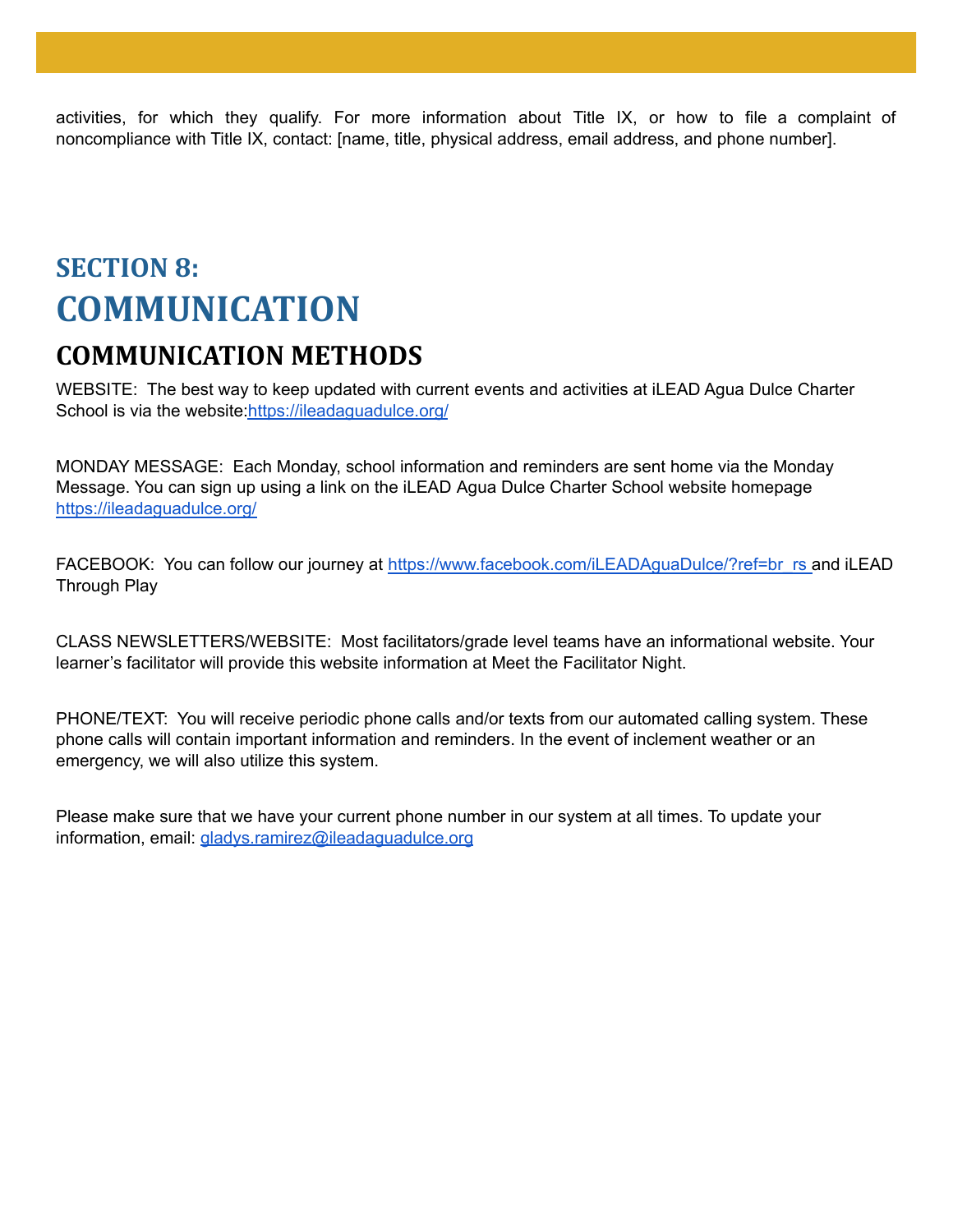activities, for which they qualify. For more information about Title IX, or how to file a complaint of noncompliance with Title IX, contact: [name, title, physical address, email address, and phone number].

# SECTION 8: COMMUNICATION

## COMMUNICATION METHODS

WEBSITE: The best way to keep updated with current events and activities at iLEAD Agua Dulce Charter School is via the website:https://ileadaguadulce.org/

MONDAY MESSAGE: Each Monday, school information and reminders are sent home via the Monday Message. You can sign up using a link on the iLEAD Agua Dulce Charter School website homepage https://ileadaguadulce.org/

FACEBOOK: You can follow our journey at https://www.facebook.com/iLEADAguaDulce/?ref=br_rs and iLEAD Through Play

CLASS NEWSLETTERS/WEBSITE: Most facilitators/grade level teams have an informational website. Your learner's facilitator will provide this website information at Meet the Facilitator Night.

PHONE/TEXT: You will receive periodic phone calls and/or texts from our automated calling system. These phone calls will contain important information and reminders. In the event of inclement weather or an emergency, we will also utilize this system.

Please make sure that we have your current phone number in our system at all times. To update your information, email: gladys.ramirez@ileadaguadulce.org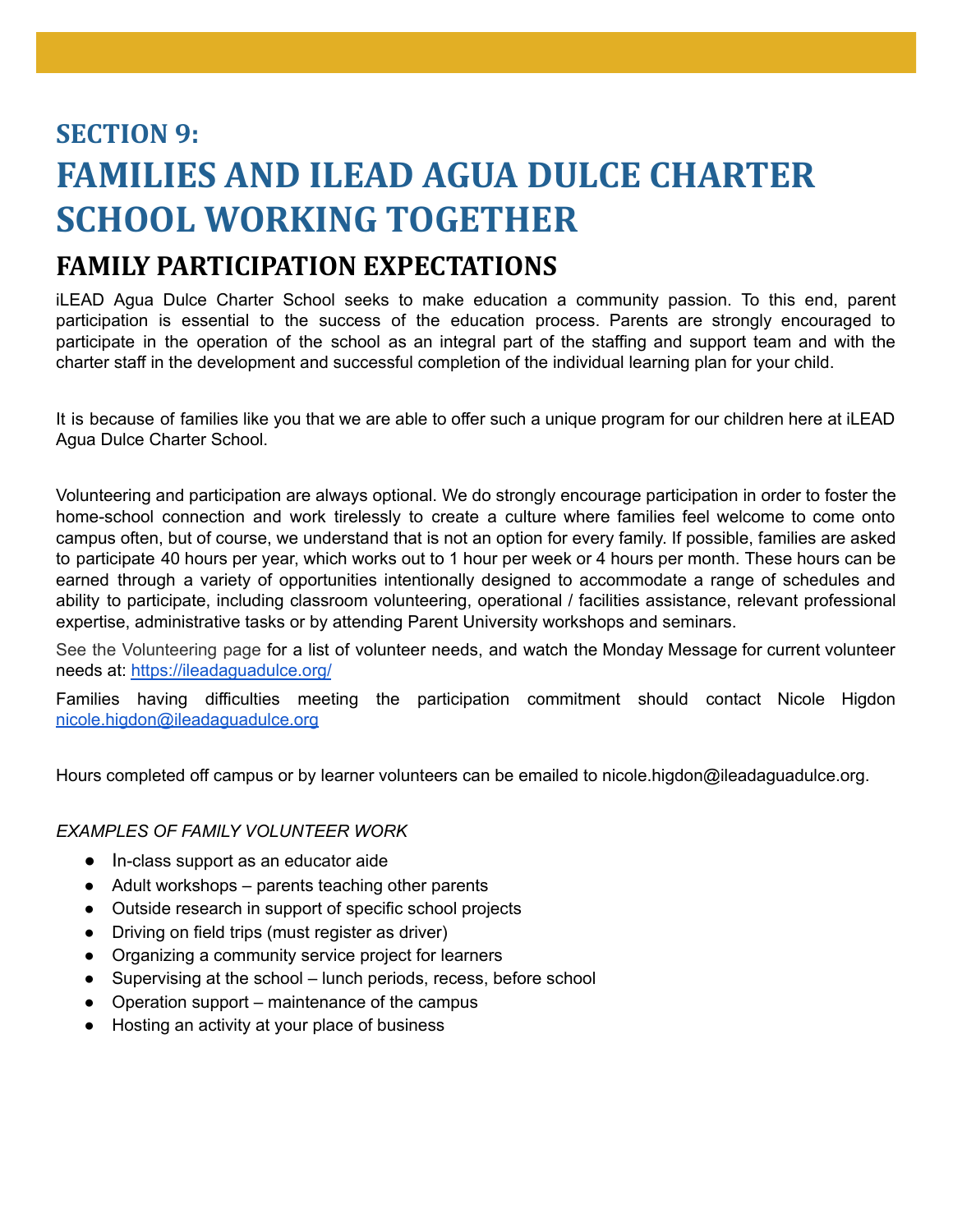# SECTION 9:
# FAMILIES AND ILEAD AGUA DULCE CHARTER SCHOOL WORKING TOGETHER

## FAMILY PARTICIPATION EXPECTATIONS

iLEAD Agua Dulce Charter School seeks to make education a community passion. To this end, parent participation is essential to the success of the education process. Parents are strongly encouraged to participate in the operation of the school as an integral part of the staffing and support team and with the charter staff in the development and successful completion of the individual learning plan for your child.

It is because of families like you that we are able to offer such a unique program for our children here at iLEAD Agua Dulce Charter School.

Volunteering and participation are always optional. We do strongly encourage participation in order to foster the home-school connection and work tirelessly to create a culture where families feel welcome to come onto campus often, but of course, we understand that is not an option for every family. If possible, families are asked to participate 40 hours per year, which works out to 1 hour per week or 4 hours per month. These hours can be earned through a variety of opportunities intentionally designed to accommodate a range of schedules and ability to participate, including classroom volunteering, operational / facilities assistance, relevant professional expertise, administrative tasks or by attending Parent University workshops and seminars.

See the Volunteering page for a list of volunteer needs, and watch the Monday Message for current volunteer needs at: https://ileadaguadulce.org/

Families having difficulties meeting the participation commitment should contact Nicole Higdon nicole.higdon@ileadaguadulce.org

Hours completed off campus or by learner volunteers can be emailed to nicole.higdon@ileadaguadulce.org.

*EXAMPLES OF FAMILY VOLUNTEER WORK*

- In-class support as an educator aide
- Adult workshops – parents teaching other parents
- Outside research in support of specific school projects
- Driving on field trips (must register as driver)
- Organizing a community service project for learners
- Supervising at the school – lunch periods, recess, before school
- Operation support – maintenance of the campus
- Hosting an activity at your place of business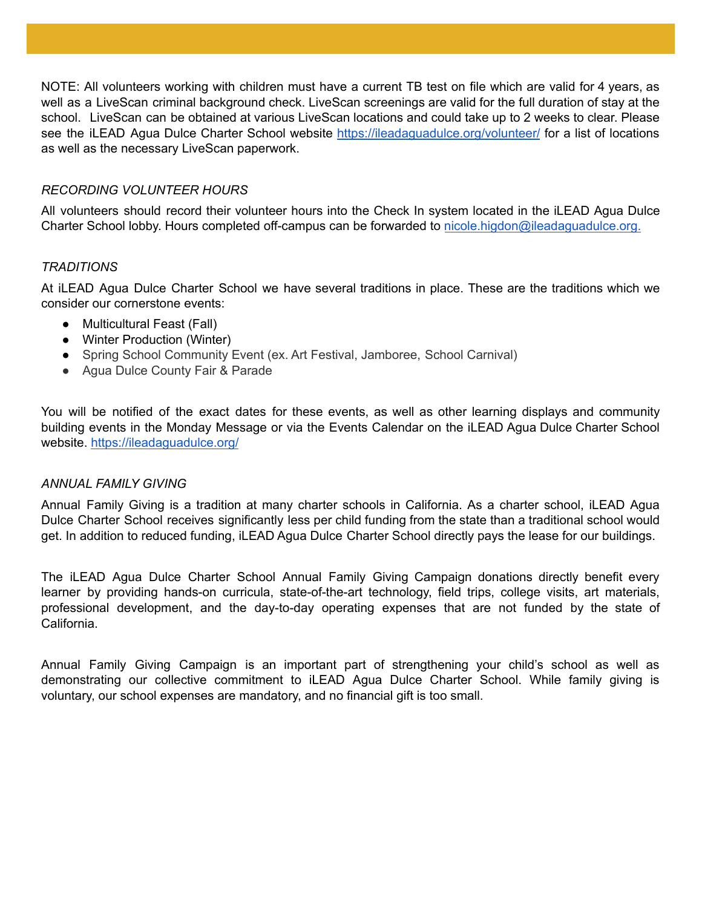NOTE: All volunteers working with children must have a current TB test on file which are valid for 4 years, as well as a LiveScan criminal background check. LiveScan screenings are valid for the full duration of stay at the school. LiveScan can be obtained at various LiveScan locations and could take up to 2 weeks to clear. Please see the iLEAD Agua Dulce Charter School website [https://ileadaguadulce.org/volunteer/](https://ileadaguadulce.org/volunteer/) for a list of locations as well as the necessary LiveScan paperwork.

*RECORDING VOLUNTEER HOURS*

All volunteers should record their volunteer hours into the Check In system located in the iLEAD Agua Dulce Charter School lobby. Hours completed off-campus can be forwarded to [nicole.higdon@ileadaguadulce.org.](mailto:nicole.higdon@ileadaguadulce.org)

*TRADITIONS*

At iLEAD Agua Dulce Charter School we have several traditions in place. These are the traditions which we consider our cornerstone events:

- Multicultural Feast (Fall)
- Winter Production (Winter)
- Spring School Community Event (ex. Art Festival, Jamboree, School Carnival)
- Agua Dulce County Fair & Parade

You will be notified of the exact dates for these events, as well as other learning displays and community building events in the Monday Message or via the Events Calendar on the iLEAD Agua Dulce Charter School website. [https://ileadaguadulce.org/](https://ileadaguadulce.org/)

*ANNUAL FAMILY GIVING*

Annual Family Giving is a tradition at many charter schools in California. As a charter school, iLEAD Agua Dulce Charter School receives significantly less per child funding from the state than a traditional school would get. In addition to reduced funding, iLEAD Agua Dulce Charter School directly pays the lease for our buildings.

The iLEAD Agua Dulce Charter School Annual Family Giving Campaign donations directly benefit every learner by providing hands-on curricula, state-of-the-art technology, field trips, college visits, art materials, professional development, and the day-to-day operating expenses that are not funded by the state of California.

Annual Family Giving Campaign is an important part of strengthening your child's school as well as demonstrating our collective commitment to iLEAD Agua Dulce Charter School. While family giving is voluntary, our school expenses are mandatory, and no financial gift is too small.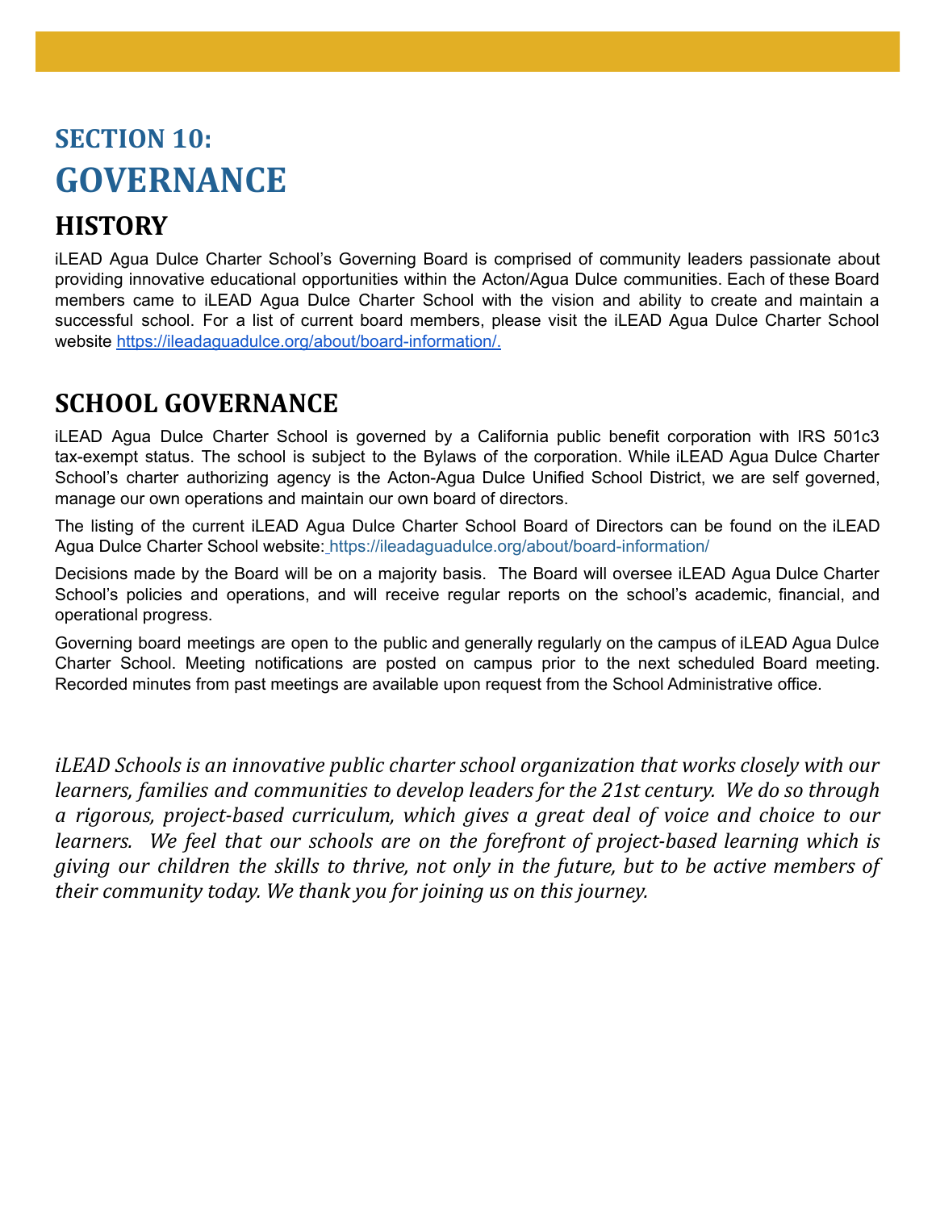# SECTION 10:
# GOVERNANCE

## HISTORY

iLEAD Agua Dulce Charter School's Governing Board is comprised of community leaders passionate about providing innovative educational opportunities within the Acton/Agua Dulce communities. Each of these Board members came to iLEAD Agua Dulce Charter School with the vision and ability to create and maintain a successful school. For a list of current board members, please visit the iLEAD Agua Dulce Charter School website https://ileadaguadulce.org/about/board-information/.

## SCHOOL GOVERNANCE

iLEAD Agua Dulce Charter School is governed by a California public benefit corporation with IRS 501c3 tax-exempt status. The school is subject to the Bylaws of the corporation. While iLEAD Agua Dulce Charter School's charter authorizing agency is the Acton-Agua Dulce Unified School District, we are self governed, manage our own operations and maintain our own board of directors.

The listing of the current iLEAD Agua Dulce Charter School Board of Directors can be found on the iLEAD Agua Dulce Charter School website: https://ileadaguadulce.org/about/board-information/

Decisions made by the Board will be on a majority basis. The Board will oversee iLEAD Agua Dulce Charter School's policies and operations, and will receive regular reports on the school's academic, financial, and operational progress.

Governing board meetings are open to the public and generally regularly on the campus of iLEAD Agua Dulce Charter School. Meeting notifications are posted on campus prior to the next scheduled Board meeting. Recorded minutes from past meetings are available upon request from the School Administrative office.

*iLEAD Schools is an innovative public charter school organization that works closely with our learners, families and communities to develop leaders for the 21st century. We do so through a rigorous, project-based curriculum, which gives a great deal of voice and choice to our learners. We feel that our schools are on the forefront of project-based learning which is giving our children the skills to thrive, not only in the future, but to be active members of their community today. We thank you for joining us on this journey.*